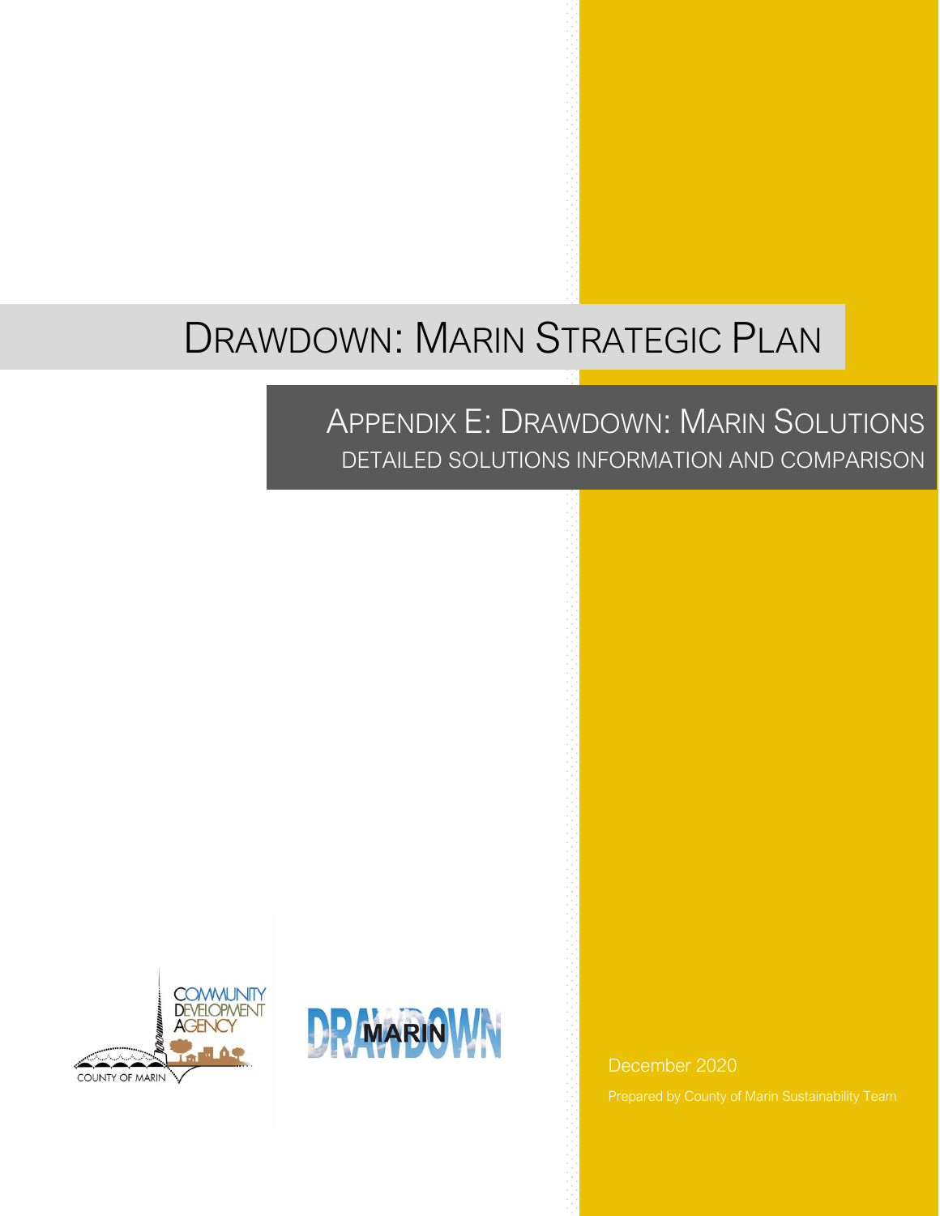# Drawdown: Marin Strategic Plan

## Appendix E: Drawdown: Marin Solutions

### Detailed Solutions Information and Comparison

December 2020

Prepared by County of Marin Sustainability Team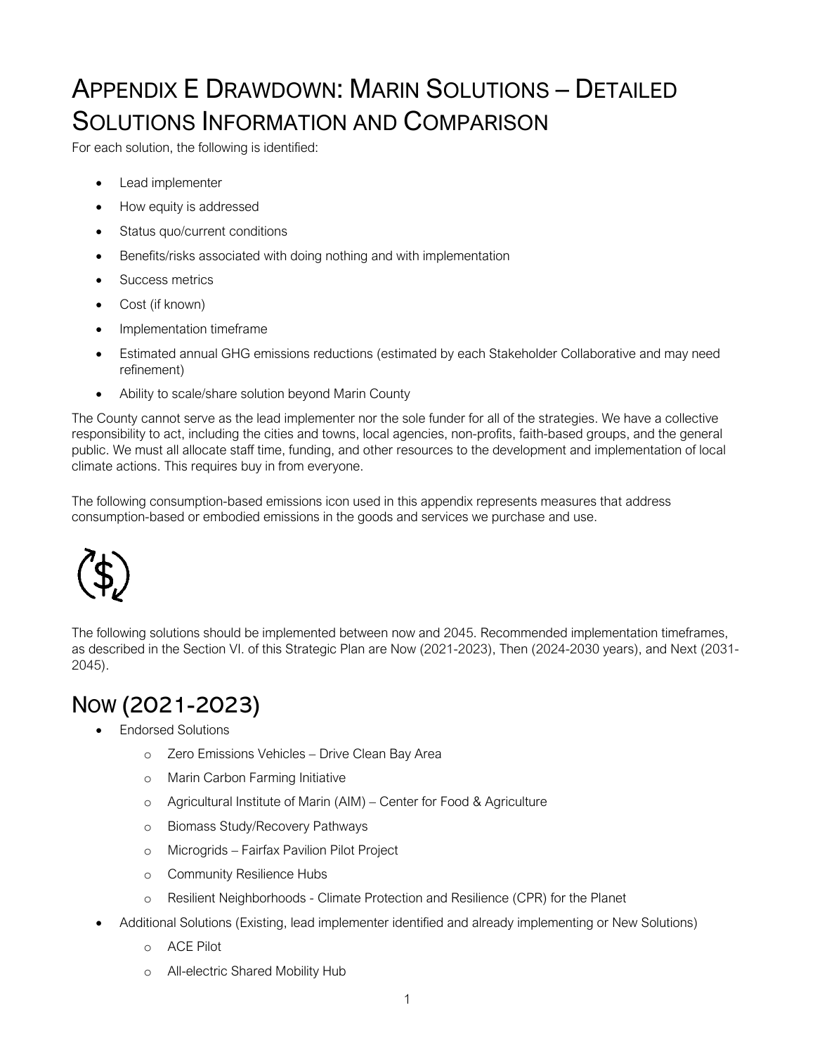# Appendix E Drawdown: Marin Solutions – Detailed Solutions Information and Comparison

For each solution, the following is identified:

- Lead implementer
- How equity is addressed
- Status quo/current conditions
- Benefits/risks associated with doing nothing and with implementation
- Success metrics
- Cost (if known)
- Implementation timeframe
- Estimated annual GHG emissions reductions (estimated by each Stakeholder Collaborative and may need refinement)
- Ability to scale/share solution beyond Marin County

The County cannot serve as the lead implementer nor the sole funder for all of the strategies. We have a collective responsibility to act, including the cities and towns, local agencies, non-profits, faith-based groups, and the general public. We must all allocate staff time, funding, and other resources to the development and implementation of local climate actions. This requires buy in from everyone.

The following consumption-based emissions icon used in this appendix represents measures that address consumption-based or embodied emissions in the goods and services we purchase and use.

The following solutions should be implemented between now and 2045. Recommended implementation timeframes, as described in the Section VI. of this Strategic Plan are Now (2021-2023), Then (2024-2030 years), and Next (2031-2045).

## Now (2021-2023)

- Endorsed Solutions
  - Zero Emissions Vehicles – Drive Clean Bay Area
  - Marin Carbon Farming Initiative
  - Agricultural Institute of Marin (AIM) – Center for Food & Agriculture
  - Biomass Study/Recovery Pathways
  - Microgrids – Fairfax Pavilion Pilot Project
  - Community Resilience Hubs
  - Resilient Neighborhoods - Climate Protection and Resilience (CPR) for the Planet
- Additional Solutions (Existing, lead implementer identified and already implementing or New Solutions)
  - ACE Pilot
  - All-electric Shared Mobility Hub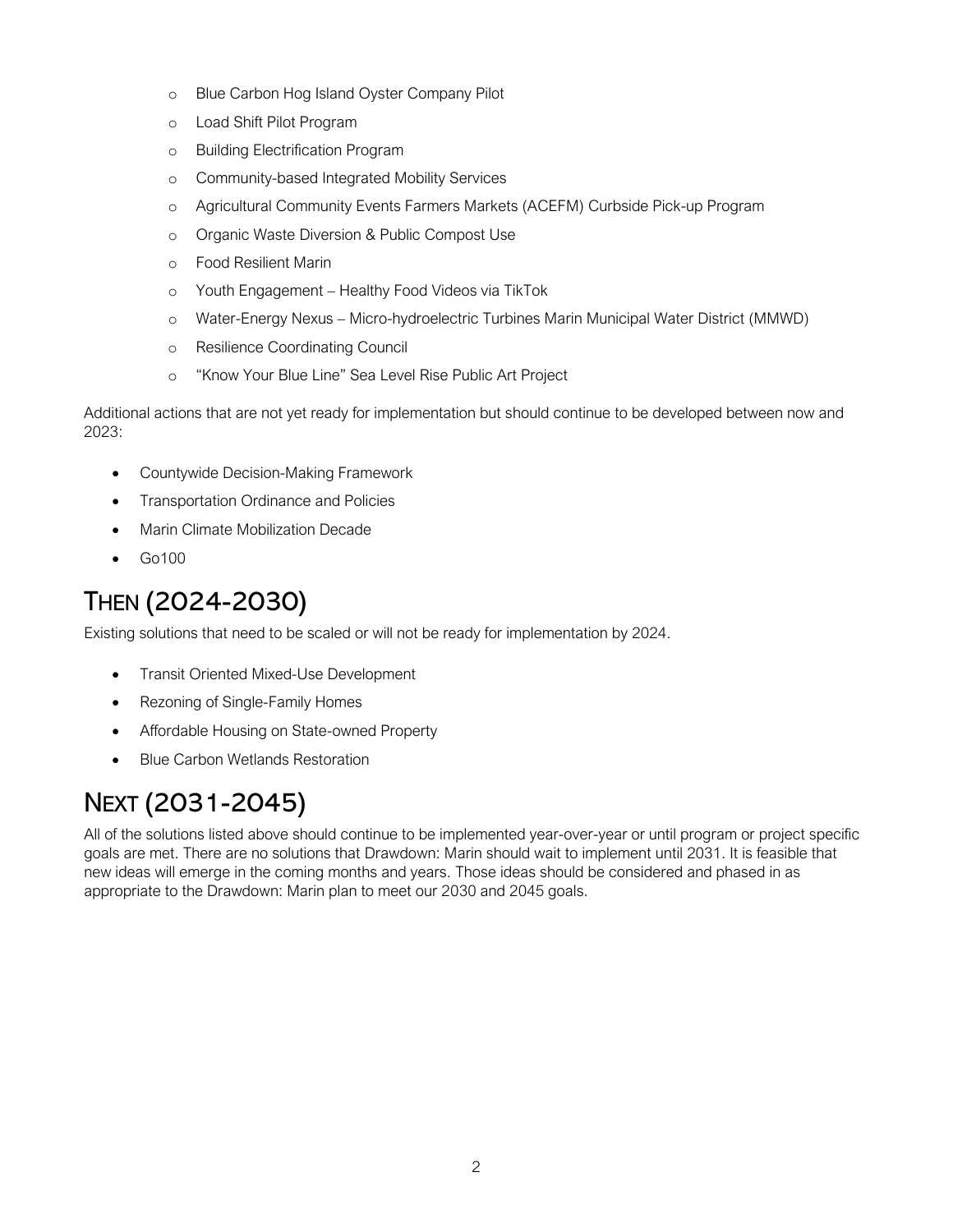- Blue Carbon Hog Island Oyster Company Pilot
    - Load Shift Pilot Program
    - Building Electrification Program
    - Community-based Integrated Mobility Services
    - Agricultural Community Events Farmers Markets (ACEFM) Curbside Pick-up Program
    - Organic Waste Diversion & Public Compost Use
    - Food Resilient Marin
    - Youth Engagement – Healthy Food Videos via TikTok
    - Water-Energy Nexus – Micro-hydroelectric Turbines Marin Municipal Water District (MMWD)
    - Resilience Coordinating Council
    - "Know Your Blue Line" Sea Level Rise Public Art Project

Additional actions that are not yet ready for implementation but should continue to be developed between now and 2023:

- Countywide Decision-Making Framework
- Transportation Ordinance and Policies
- Marin Climate Mobilization Decade
- Go100

# THEN (2024-2030)

Existing solutions that need to be scaled or will not be ready for implementation by 2024.

- Transit Oriented Mixed-Use Development
- Rezoning of Single-Family Homes
- Affordable Housing on State-owned Property
- Blue Carbon Wetlands Restoration

# NEXT (2031-2045)

All of the solutions listed above should continue to be implemented year-over-year or until program or project specific goals are met. There are no solutions that Drawdown: Marin should wait to implement until 2031. It is feasible that new ideas will emerge in the coming months and years. Those ideas should be considered and phased in as appropriate to the Drawdown: Marin plan to meet our 2030 and 2045 goals.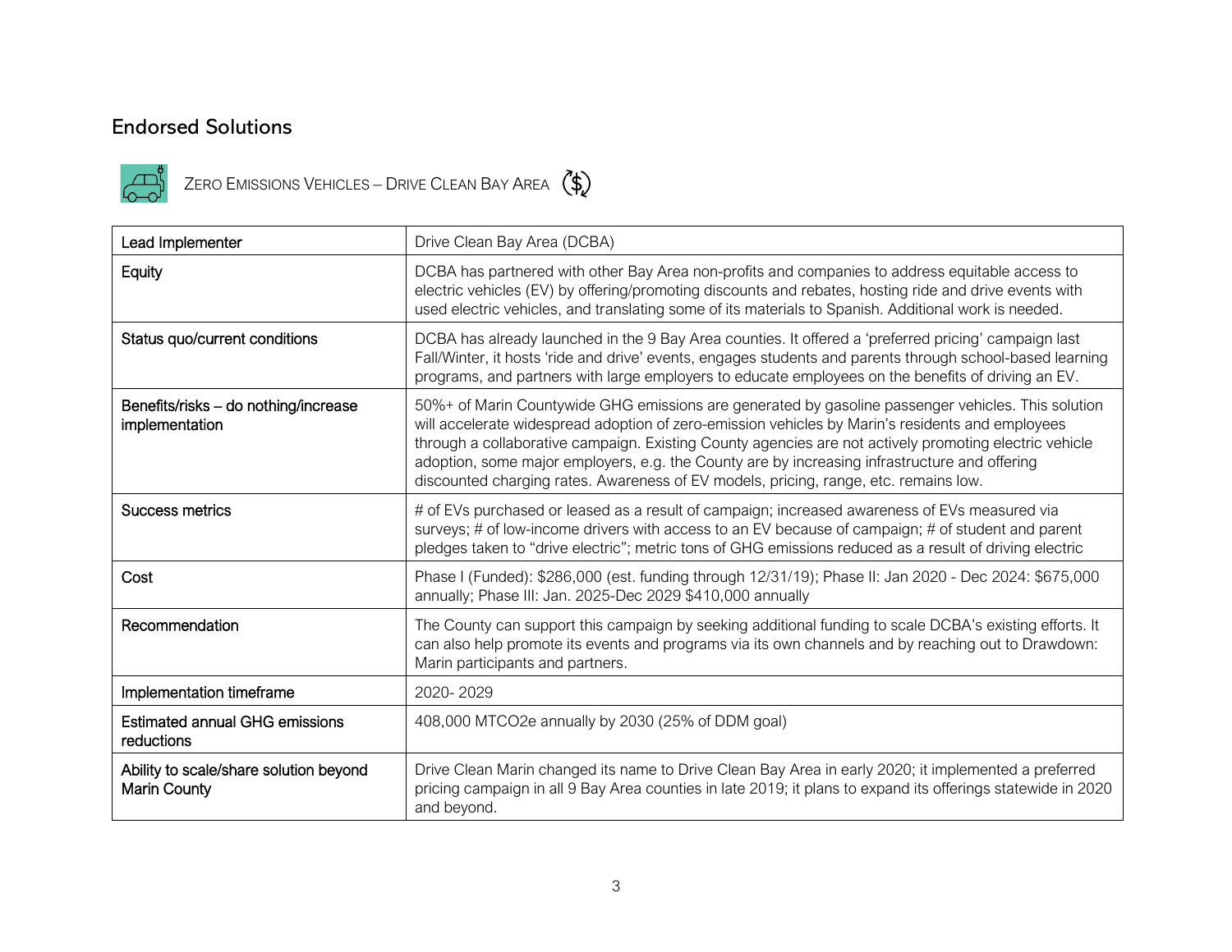## Endorsed Solutions

### Zero Emissions Vehicles – Drive Clean Bay Area

| | |
|---|---|
| Lead Implementer | Drive Clean Bay Area (DCBA) |
| Equity | DCBA has partnered with other Bay Area non-profits and companies to address equitable access to electric vehicles (EV) by offering/promoting discounts and rebates, hosting ride and drive events with used electric vehicles, and translating some of its materials to Spanish. Additional work is needed. |
| Status quo/current conditions | DCBA has already launched in the 9 Bay Area counties. It offered a 'preferred pricing' campaign last Fall/Winter, it hosts 'ride and drive' events, engages students and parents through school-based learning programs, and partners with large employers to educate employees on the benefits of driving an EV. |
| Benefits/risks – do nothing/increase implementation | 50%+ of Marin Countywide GHG emissions are generated by gasoline passenger vehicles. This solution will accelerate widespread adoption of zero-emission vehicles by Marin's residents and employees through a collaborative campaign. Existing County agencies are not actively promoting electric vehicle adoption, some major employers, e.g. the County are by increasing infrastructure and offering discounted charging rates. Awareness of EV models, pricing, range, etc. remains low. |
| Success metrics | # of EVs purchased or leased as a result of campaign; increased awareness of EVs measured via surveys; # of low-income drivers with access to an EV because of campaign; # of student and parent pledges taken to "drive electric"; metric tons of GHG emissions reduced as a result of driving electric |
| Cost | Phase I (Funded): $286,000 (est. funding through 12/31/19); Phase II: Jan 2020 - Dec 2024: $675,000 annually; Phase III: Jan. 2025-Dec 2029 $410,000 annually |
| Recommendation | The County can support this campaign by seeking additional funding to scale DCBA's existing efforts. It can also help promote its events and programs via its own channels and by reaching out to Drawdown: Marin participants and partners. |
| Implementation timeframe | 2020- 2029 |
| Estimated annual GHG emissions reductions | 408,000 MTCO2e annually by 2030 (25% of DDM goal) |
| Ability to scale/share solution beyond Marin County | Drive Clean Marin changed its name to Drive Clean Bay Area in early 2020; it implemented a preferred pricing campaign in all 9 Bay Area counties in late 2019; it plans to expand its offerings statewide in 2020 and beyond. |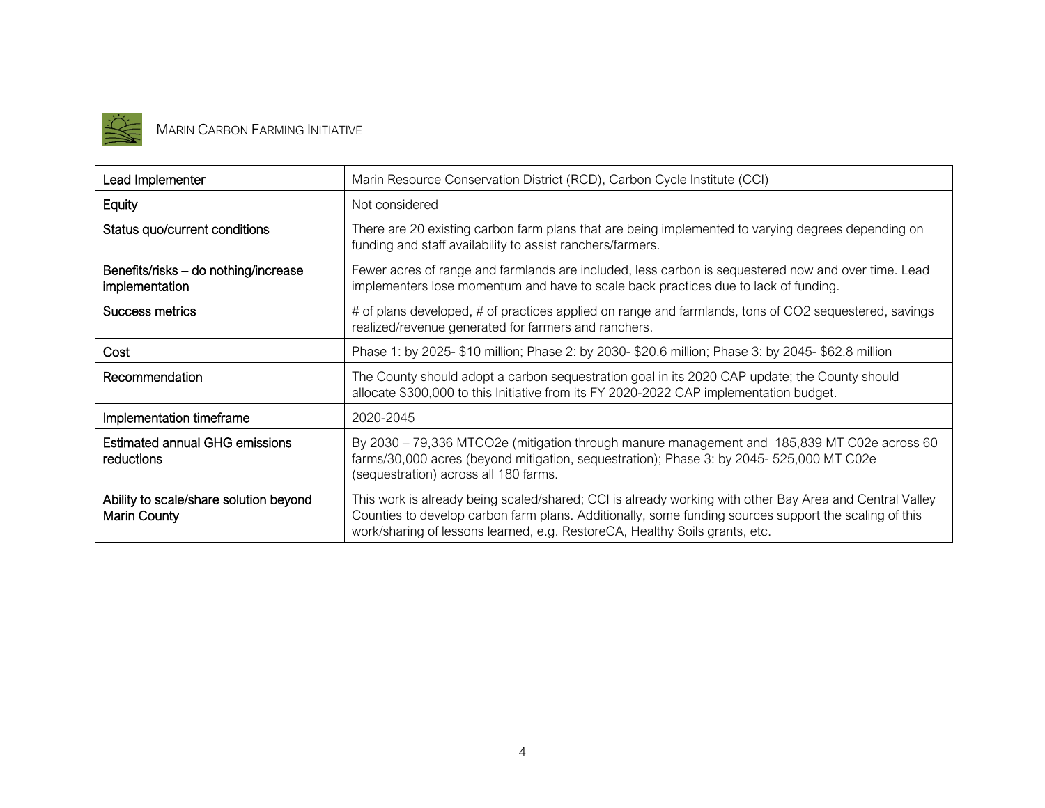## MARIN CARBON FARMING INITIATIVE

| | |
|---|---|
| Lead Implementer | Marin Resource Conservation District (RCD), Carbon Cycle Institute (CCI) |
| Equity | Not considered |
| Status quo/current conditions | There are 20 existing carbon farm plans that are being implemented to varying degrees depending on funding and staff availability to assist ranchers/farmers. |
| Benefits/risks – do nothing/increase implementation | Fewer acres of range and farmlands are included, less carbon is sequestered now and over time. Lead implementers lose momentum and have to scale back practices due to lack of funding. |
| Success metrics | # of plans developed, # of practices applied on range and farmlands, tons of CO2 sequestered, savings realized/revenue generated for farmers and ranchers. |
| Cost | Phase 1: by 2025- $10 million; Phase 2: by 2030- $20.6 million; Phase 3: by 2045- $62.8 million |
| Recommendation | The County should adopt a carbon sequestration goal in its 2020 CAP update; the County should allocate $300,000 to this Initiative from its FY 2020-2022 CAP implementation budget. |
| Implementation timeframe | 2020-2045 |
| Estimated annual GHG emissions reductions | By 2030 – 79,336 MTCO2e (mitigation through manure management and 185,839 MT C02e across 60 farms/30,000 acres (beyond mitigation, sequestration); Phase 3: by 2045- 525,000 MT C02e (sequestration) across all 180 farms. |
| Ability to scale/share solution beyond Marin County | This work is already being scaled/shared; CCI is already working with other Bay Area and Central Valley Counties to develop carbon farm plans. Additionally, some funding sources support the scaling of this work/sharing of lessons learned, e.g. RestoreCA, Healthy Soils grants, etc. |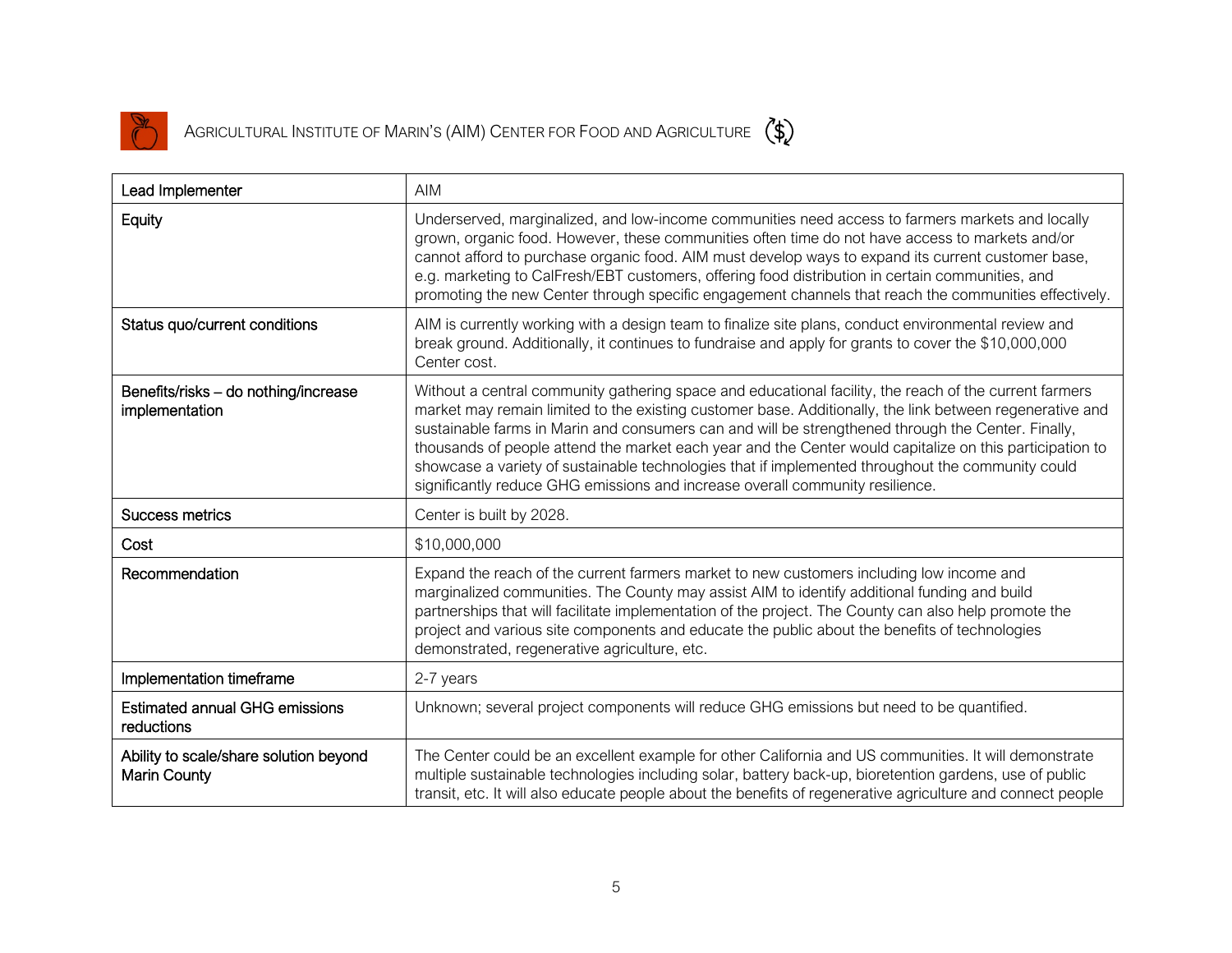## Agricultural Institute of Marin's (AIM) Center for Food and Agriculture

| Lead Implementer | AIM |
|---|---|
| Equity | Underserved, marginalized, and low-income communities need access to farmers markets and locally grown, organic food. However, these communities often time do not have access to markets and/or cannot afford to purchase organic food. AIM must develop ways to expand its current customer base, e.g. marketing to CalFresh/EBT customers, offering food distribution in certain communities, and promoting the new Center through specific engagement channels that reach the communities effectively. |
| Status quo/current conditions | AIM is currently working with a design team to finalize site plans, conduct environmental review and break ground. Additionally, it continues to fundraise and apply for grants to cover the $10,000,000 Center cost. |
| Benefits/risks – do nothing/increase implementation | Without a central community gathering space and educational facility, the reach of the current farmers market may remain limited to the existing customer base. Additionally, the link between regenerative and sustainable farms in Marin and consumers can and will be strengthened through the Center. Finally, thousands of people attend the market each year and the Center would capitalize on this participation to showcase a variety of sustainable technologies that if implemented throughout the community could significantly reduce GHG emissions and increase overall community resilience. |
| Success metrics | Center is built by 2028. |
| Cost | $10,000,000 |
| Recommendation | Expand the reach of the current farmers market to new customers including low income and marginalized communities. The County may assist AIM to identify additional funding and build partnerships that will facilitate implementation of the project. The County can also help promote the project and various site components and educate the public about the benefits of technologies demonstrated, regenerative agriculture, etc. |
| Implementation timeframe | 2-7 years |
| Estimated annual GHG emissions reductions | Unknown; several project components will reduce GHG emissions but need to be quantified. |
| Ability to scale/share solution beyond Marin County | The Center could be an excellent example for other California and US communities. It will demonstrate multiple sustainable technologies including solar, battery back-up, bioretention gardens, use of public transit, etc. It will also educate people about the benefits of regenerative agriculture and connect people |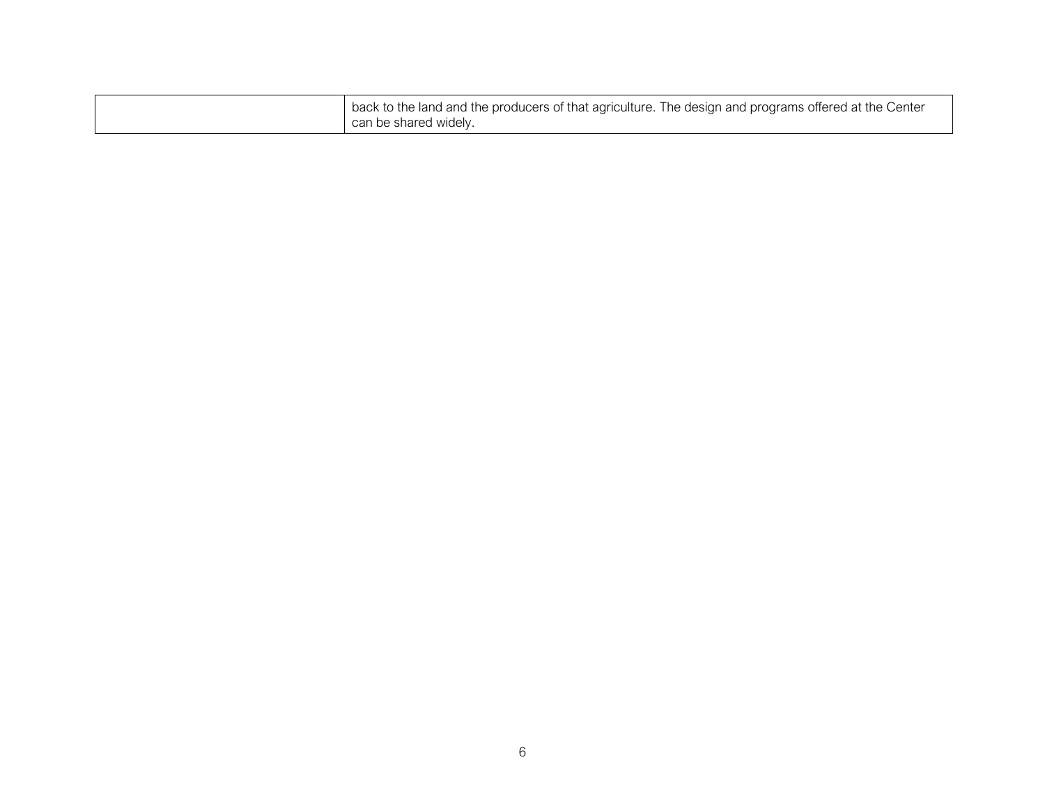| | |
|---|---|
| | back to the land and the producers of that agriculture. The design and programs offered at the Center can be shared widely. |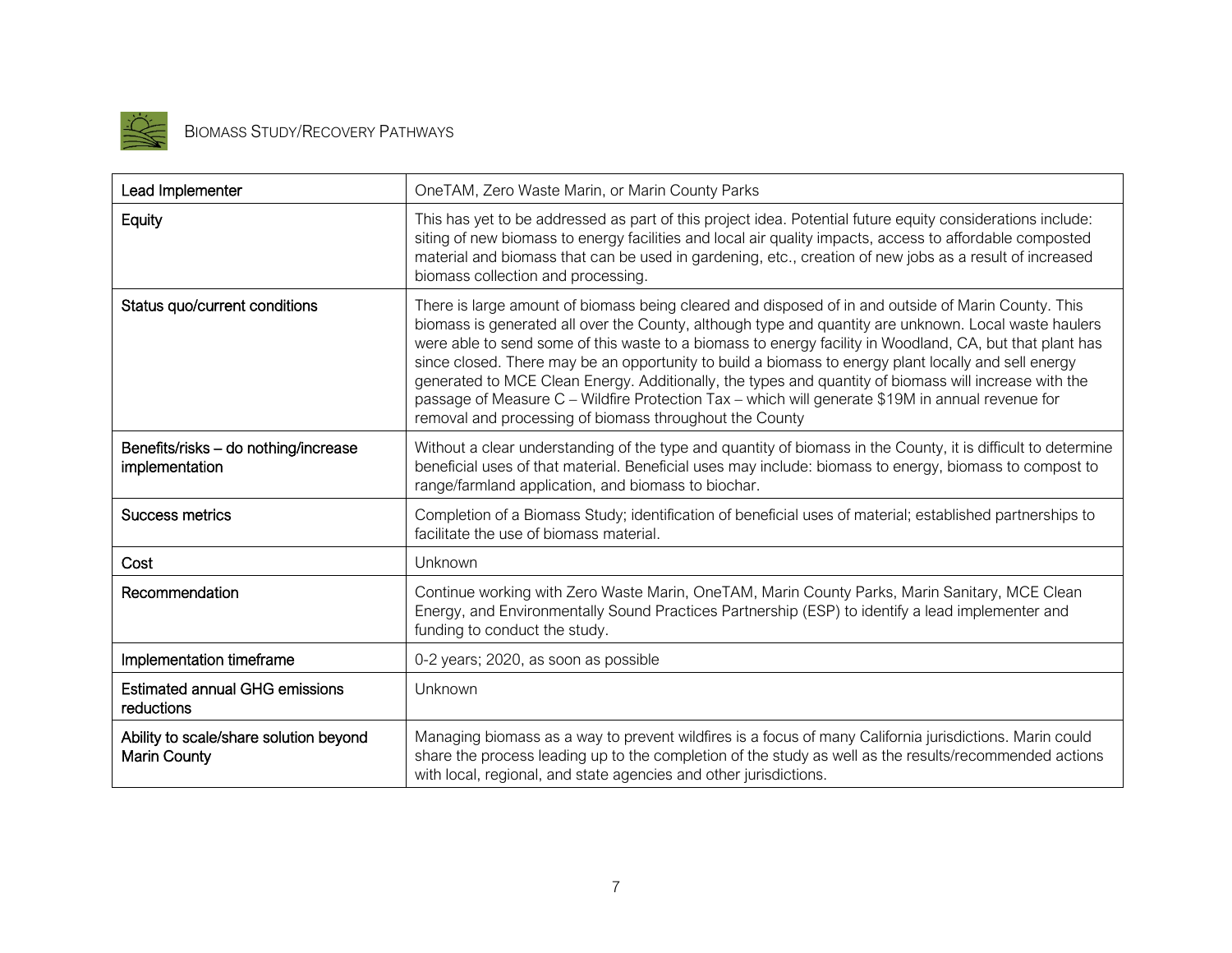## Biomass Study/Recovery Pathways

| | |
|---|---|
| Lead Implementer | OneTAM, Zero Waste Marin, or Marin County Parks |
| Equity | This has yet to be addressed as part of this project idea. Potential future equity considerations include: siting of new biomass to energy facilities and local air quality impacts, access to affordable composted material and biomass that can be used in gardening, etc., creation of new jobs as a result of increased biomass collection and processing. |
| Status quo/current conditions | There is large amount of biomass being cleared and disposed of in and outside of Marin County. This biomass is generated all over the County, although type and quantity are unknown. Local waste haulers were able to send some of this waste to a biomass to energy facility in Woodland, CA, but that plant has since closed. There may be an opportunity to build a biomass to energy plant locally and sell energy generated to MCE Clean Energy. Additionally, the types and quantity of biomass will increase with the passage of Measure C – Wildfire Protection Tax – which will generate $19M in annual revenue for removal and processing of biomass throughout the County |
| Benefits/risks – do nothing/increase implementation | Without a clear understanding of the type and quantity of biomass in the County, it is difficult to determine beneficial uses of that material. Beneficial uses may include: biomass to energy, biomass to compost to range/farmland application, and biomass to biochar. |
| Success metrics | Completion of a Biomass Study; identification of beneficial uses of material; established partnerships to facilitate the use of biomass material. |
| Cost | Unknown |
| Recommendation | Continue working with Zero Waste Marin, OneTAM, Marin County Parks, Marin Sanitary, MCE Clean Energy, and Environmentally Sound Practices Partnership (ESP) to identify a lead implementer and funding to conduct the study. |
| Implementation timeframe | 0-2 years; 2020, as soon as possible |
| Estimated annual GHG emissions reductions | Unknown |
| Ability to scale/share solution beyond Marin County | Managing biomass as a way to prevent wildfires is a focus of many California jurisdictions. Marin could share the process leading up to the completion of the study as well as the results/recommended actions with local, regional, and state agencies and other jurisdictions. |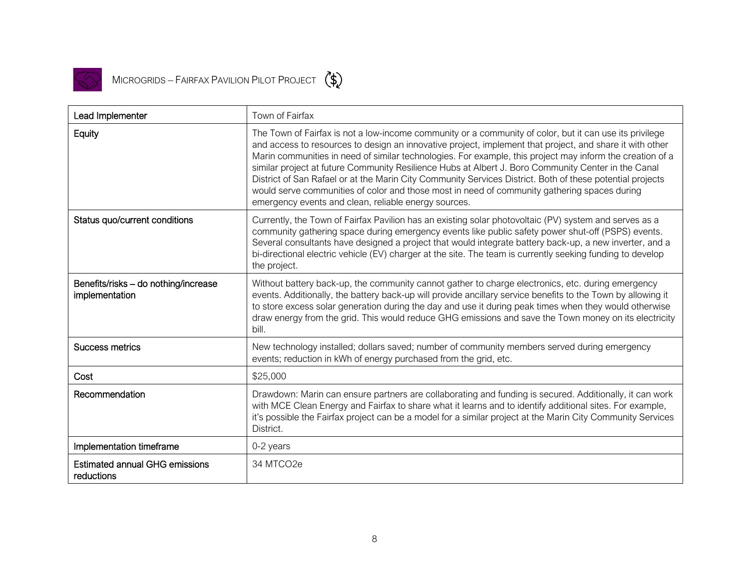## Microgrids – Fairfax Pavilion Pilot Project

| | |
|---|---|
| Lead Implementer | Town of Fairfax |
| Equity | The Town of Fairfax is not a low-income community or a community of color, but it can use its privilege and access to resources to design an innovative project, implement that project, and share it with other Marin communities in need of similar technologies. For example, this project may inform the creation of a similar project at future Community Resilience Hubs at Albert J. Boro Community Center in the Canal District of San Rafael or at the Marin City Community Services District. Both of these potential projects would serve communities of color and those most in need of community gathering spaces during emergency events and clean, reliable energy sources. |
| Status quo/current conditions | Currently, the Town of Fairfax Pavilion has an existing solar photovoltaic (PV) system and serves as a community gathering space during emergency events like public safety power shut-off (PSPS) events. Several consultants have designed a project that would integrate battery back-up, a new inverter, and a bi-directional electric vehicle (EV) charger at the site. The team is currently seeking funding to develop the project. |
| Benefits/risks – do nothing/increase implementation | Without battery back-up, the community cannot gather to charge electronics, etc. during emergency events. Additionally, the battery back-up will provide ancillary service benefits to the Town by allowing it to store excess solar generation during the day and use it during peak times when they would otherwise draw energy from the grid. This would reduce GHG emissions and save the Town money on its electricity bill. |
| Success metrics | New technology installed; dollars saved; number of community members served during emergency events; reduction in kWh of energy purchased from the grid, etc. |
| Cost | $25,000 |
| Recommendation | Drawdown: Marin can ensure partners are collaborating and funding is secured. Additionally, it can work with MCE Clean Energy and Fairfax to share what it learns and to identify additional sites. For example, it's possible the Fairfax project can be a model for a similar project at the Marin City Community Services District. |
| Implementation timeframe | 0-2 years |
| Estimated annual GHG emissions reductions | 34 MTCO2e |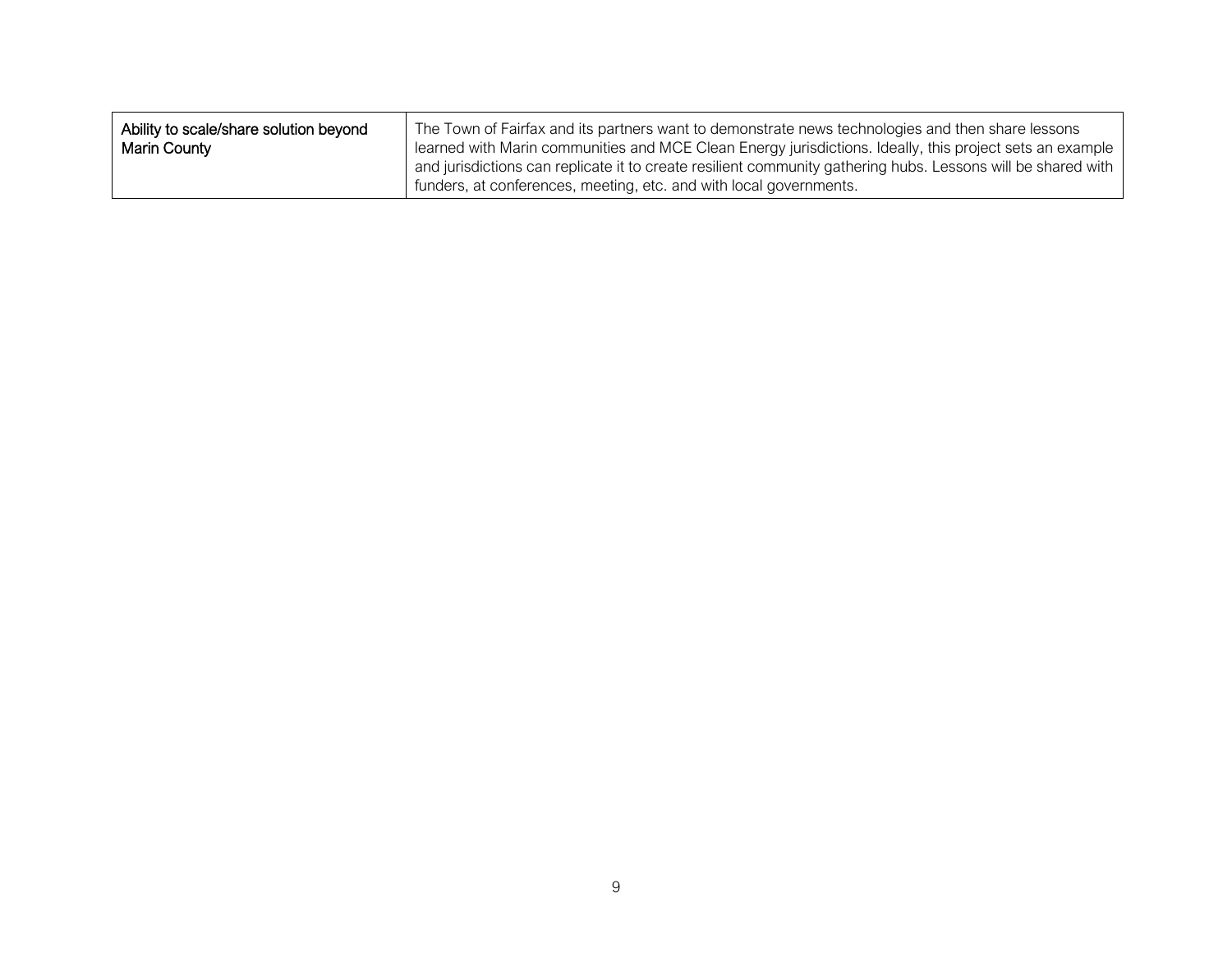| Ability to scale/share solution beyond Marin County | The Town of Fairfax and its partners want to demonstrate news technologies and then share lessons learned with Marin communities and MCE Clean Energy jurisdictions. Ideally, this project sets an example and jurisdictions can replicate it to create resilient community gathering hubs. Lessons will be shared with funders, at conferences, meeting, etc. and with local governments. |
|---|---|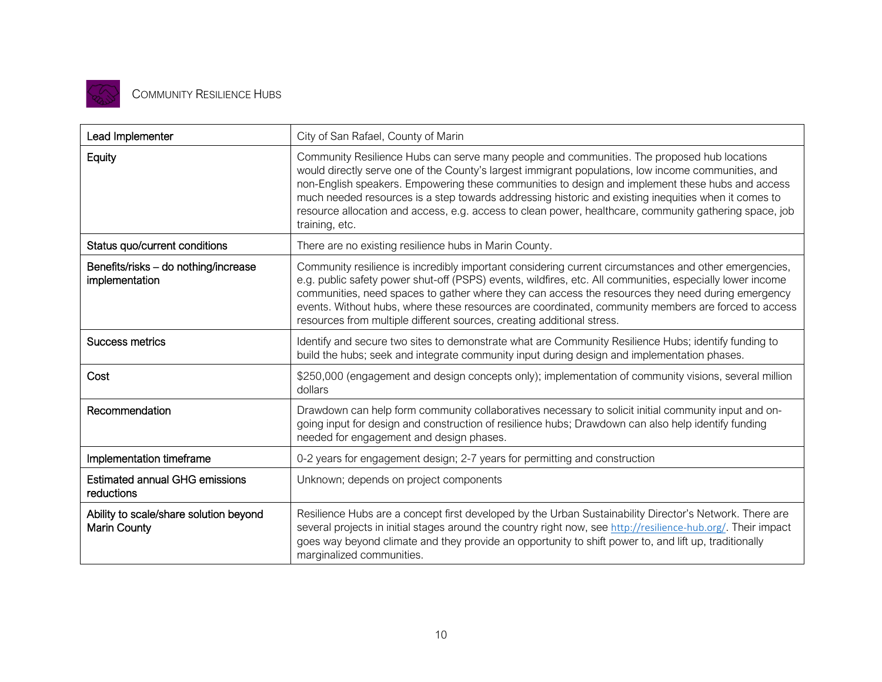## Community Resilience Hubs

| | |
|---|---|
| Lead Implementer | City of San Rafael, County of Marin |
| Equity | Community Resilience Hubs can serve many people and communities. The proposed hub locations would directly serve one of the County's largest immigrant populations, low income communities, and non-English speakers. Empowering these communities to design and implement these hubs and access much needed resources is a step towards addressing historic and existing inequities when it comes to resource allocation and access, e.g. access to clean power, healthcare, community gathering space, job training, etc. |
| Status quo/current conditions | There are no existing resilience hubs in Marin County. |
| Benefits/risks – do nothing/increase implementation | Community resilience is incredibly important considering current circumstances and other emergencies, e.g. public safety power shut-off (PSPS) events, wildfires, etc. All communities, especially lower income communities, need spaces to gather where they can access the resources they need during emergency events. Without hubs, where these resources are coordinated, community members are forced to access resources from multiple different sources, creating additional stress. |
| Success metrics | Identify and secure two sites to demonstrate what are Community Resilience Hubs; identify funding to build the hubs; seek and integrate community input during design and implementation phases. |
| Cost | $250,000 (engagement and design concepts only); implementation of community visions, several million dollars |
| Recommendation | Drawdown can help form community collaboratives necessary to solicit initial community input and on-going input for design and construction of resilience hubs; Drawdown can also help identify funding needed for engagement and design phases. |
| Implementation timeframe | 0-2 years for engagement design; 2-7 years for permitting and construction |
| Estimated annual GHG emissions reductions | Unknown; depends on project components |
| Ability to scale/share solution beyond Marin County | Resilience Hubs are a concept first developed by the Urban Sustainability Director's Network. There are several projects in initial stages around the country right now, see http://resilience-hub.org/. Their impact goes way beyond climate and they provide an opportunity to shift power to, and lift up, traditionally marginalized communities. |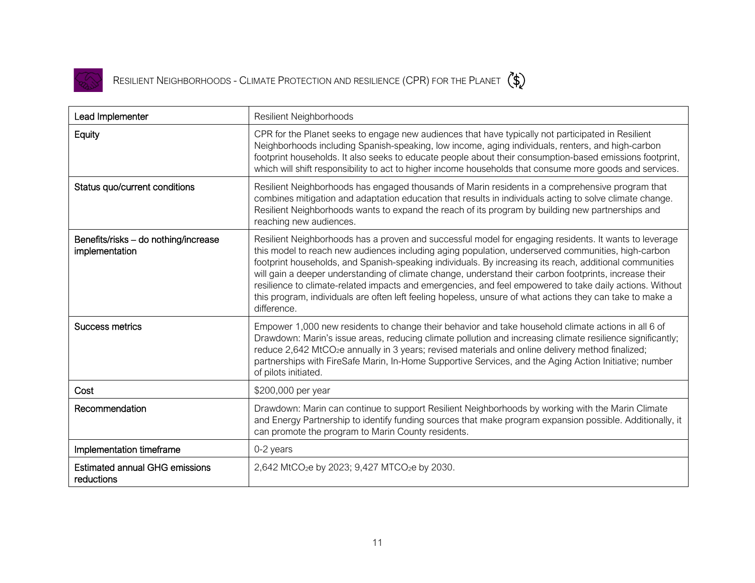## Resilient Neighborhoods - Climate Protection and resilience (CPR) for the Planet

| Lead Implementer | Resilient Neighborhoods |
|---|---|
| Equity | CPR for the Planet seeks to engage new audiences that have typically not participated in Resilient Neighborhoods including Spanish-speaking, low income, aging individuals, renters, and high-carbon footprint households. It also seeks to educate people about their consumption-based emissions footprint, which will shift responsibility to act to higher income households that consume more goods and services. |
| Status quo/current conditions | Resilient Neighborhoods has engaged thousands of Marin residents in a comprehensive program that combines mitigation and adaptation education that results in individuals acting to solve climate change. Resilient Neighborhoods wants to expand the reach of its program by building new partnerships and reaching new audiences. |
| Benefits/risks – do nothing/increase implementation | Resilient Neighborhoods has a proven and successful model for engaging residents. It wants to leverage this model to reach new audiences including aging population, underserved communities, high-carbon footprint households, and Spanish-speaking individuals. By increasing its reach, additional communities will gain a deeper understanding of climate change, understand their carbon footprints, increase their resilience to climate-related impacts and emergencies, and feel empowered to take daily actions. Without this program, individuals are often left feeling hopeless, unsure of what actions they can take to make a difference. |
| Success metrics | Empower 1,000 new residents to change their behavior and take household climate actions in all 6 of Drawdown: Marin's issue areas, reducing climate pollution and increasing climate resilience significantly; reduce 2,642 $MtCO_2e$ annually in 3 years; revised materials and online delivery method finalized; partnerships with FireSafe Marin, In-Home Supportive Services, and the Aging Action Initiative; number of pilots initiated. |
| Cost | $200,000 per year |
| Recommendation | Drawdown: Marin can continue to support Resilient Neighborhoods by working with the Marin Climate and Energy Partnership to identify funding sources that make program expansion possible. Additionally, it can promote the program to Marin County residents. |
| Implementation timeframe | 0-2 years |
| Estimated annual GHG emissions reductions | 2,642 $MtCO_2e$ by 2023; 9,427 $MTCO_2e$ by 2030. |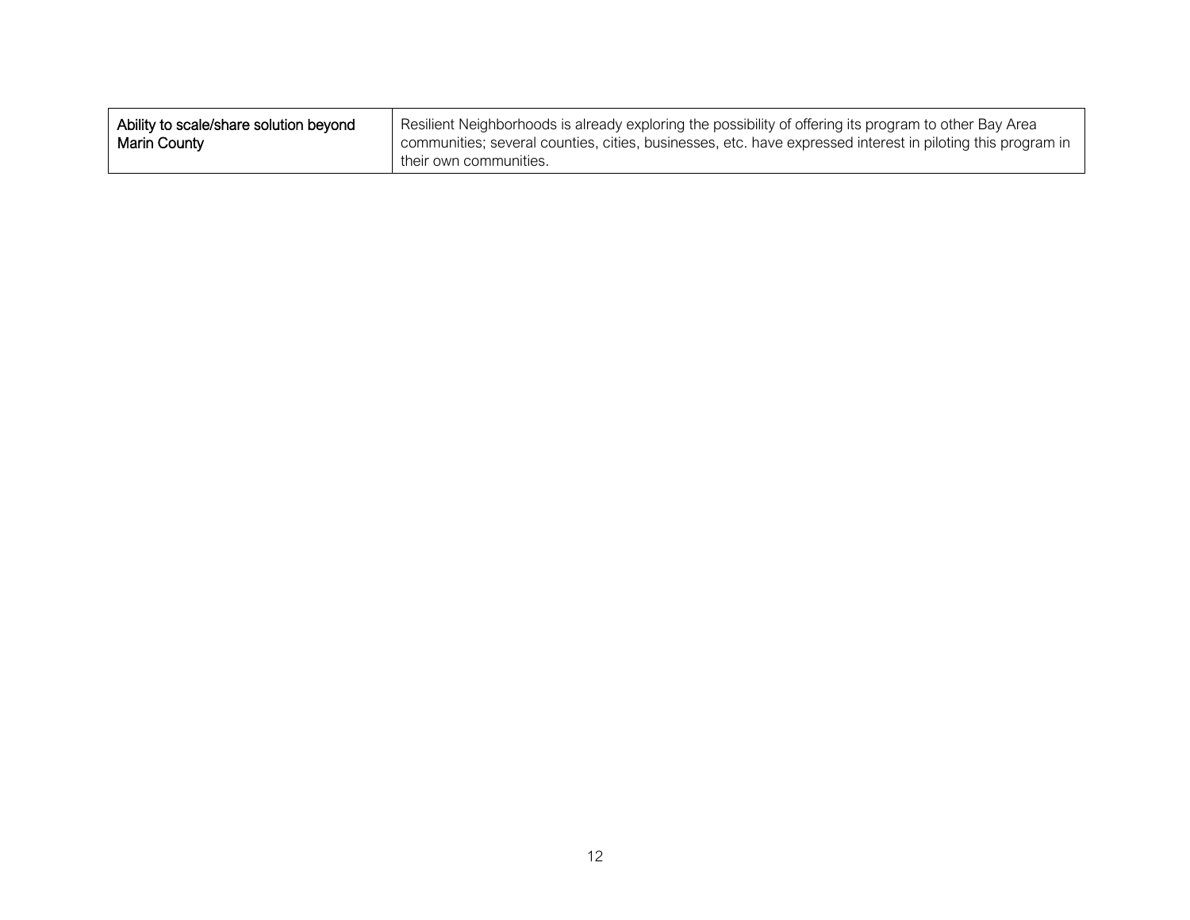| | |
|---|---|
| Ability to scale/share solution beyond Marin County | Resilient Neighborhoods is already exploring the possibility of offering its program to other Bay Area communities; several counties, cities, businesses, etc. have expressed interest in piloting this program in their own communities. |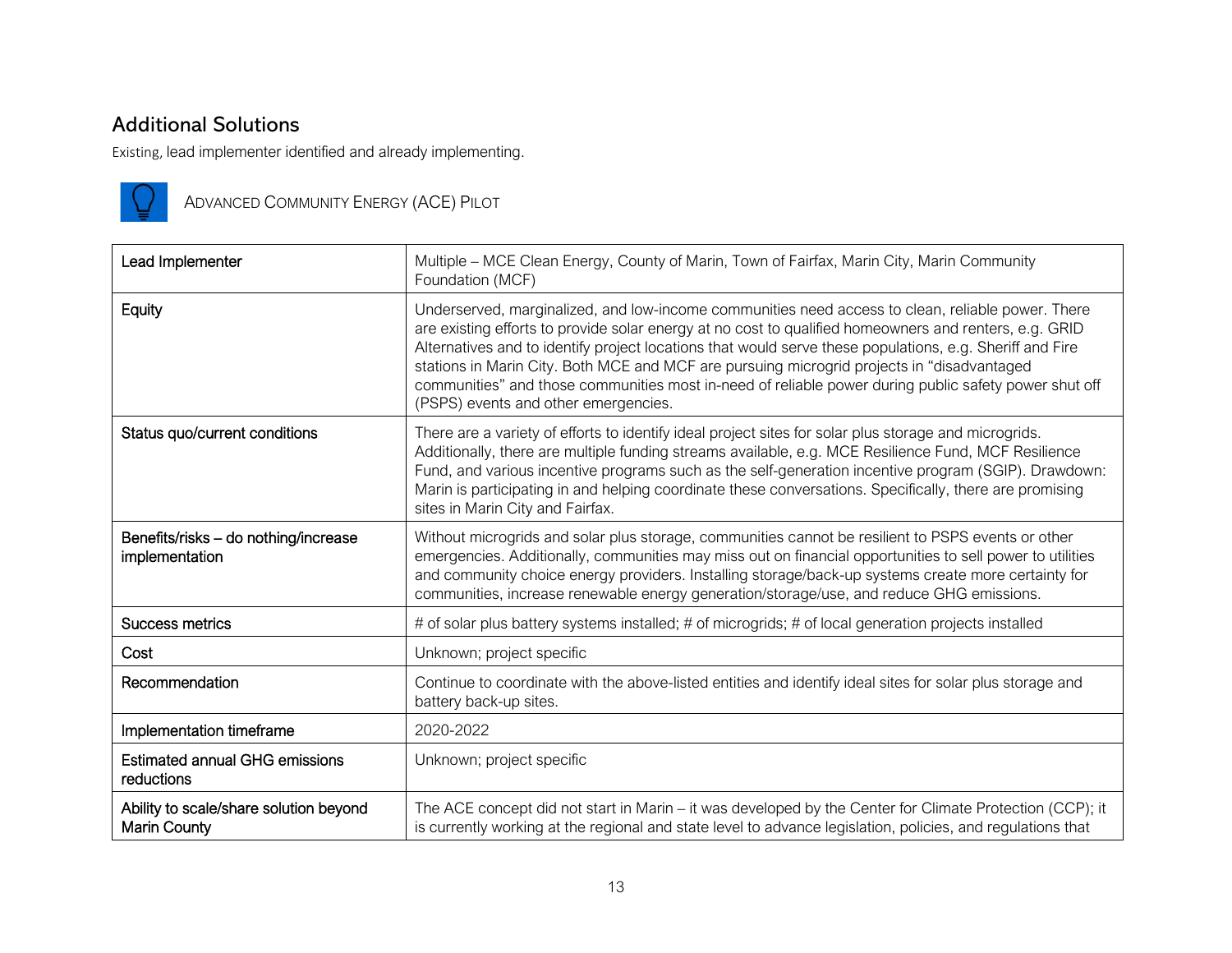## Additional Solutions

Existing, lead implementer identified and already implementing.

### ADVANCED COMMUNITY ENERGY (ACE) PILOT

| Lead Implementer | Multiple – MCE Clean Energy, County of Marin, Town of Fairfax, Marin City, Marin Community Foundation (MCF) |
|---|---|
| Equity | Underserved, marginalized, and low-income communities need access to clean, reliable power. There are existing efforts to provide solar energy at no cost to qualified homeowners and renters, e.g. GRID Alternatives and to identify project locations that would serve these populations, e.g. Sheriff and Fire stations in Marin City. Both MCE and MCF are pursuing microgrid projects in "disadvantaged communities" and those communities most in-need of reliable power during public safety power shut off (PSPS) events and other emergencies. |
| Status quo/current conditions | There are a variety of efforts to identify ideal project sites for solar plus storage and microgrids. Additionally, there are multiple funding streams available, e.g. MCE Resilience Fund, MCF Resilience Fund, and various incentive programs such as the self-generation incentive program (SGIP). Drawdown: Marin is participating in and helping coordinate these conversations. Specifically, there are promising sites in Marin City and Fairfax. |
| Benefits/risks – do nothing/increase implementation | Without microgrids and solar plus storage, communities cannot be resilient to PSPS events or other emergencies. Additionally, communities may miss out on financial opportunities to sell power to utilities and community choice energy providers. Installing storage/back-up systems create more certainty for communities, increase renewable energy generation/storage/use, and reduce GHG emissions. |
| Success metrics | # of solar plus battery systems installed; # of microgrids; # of local generation projects installed |
| Cost | Unknown; project specific |
| Recommendation | Continue to coordinate with the above-listed entities and identify ideal sites for solar plus storage and battery back-up sites. |
| Implementation timeframe | 2020-2022 |
| Estimated annual GHG emissions reductions | Unknown; project specific |
| Ability to scale/share solution beyond Marin County | The ACE concept did not start in Marin – it was developed by the Center for Climate Protection (CCP); it is currently working at the regional and state level to advance legislation, policies, and regulations that |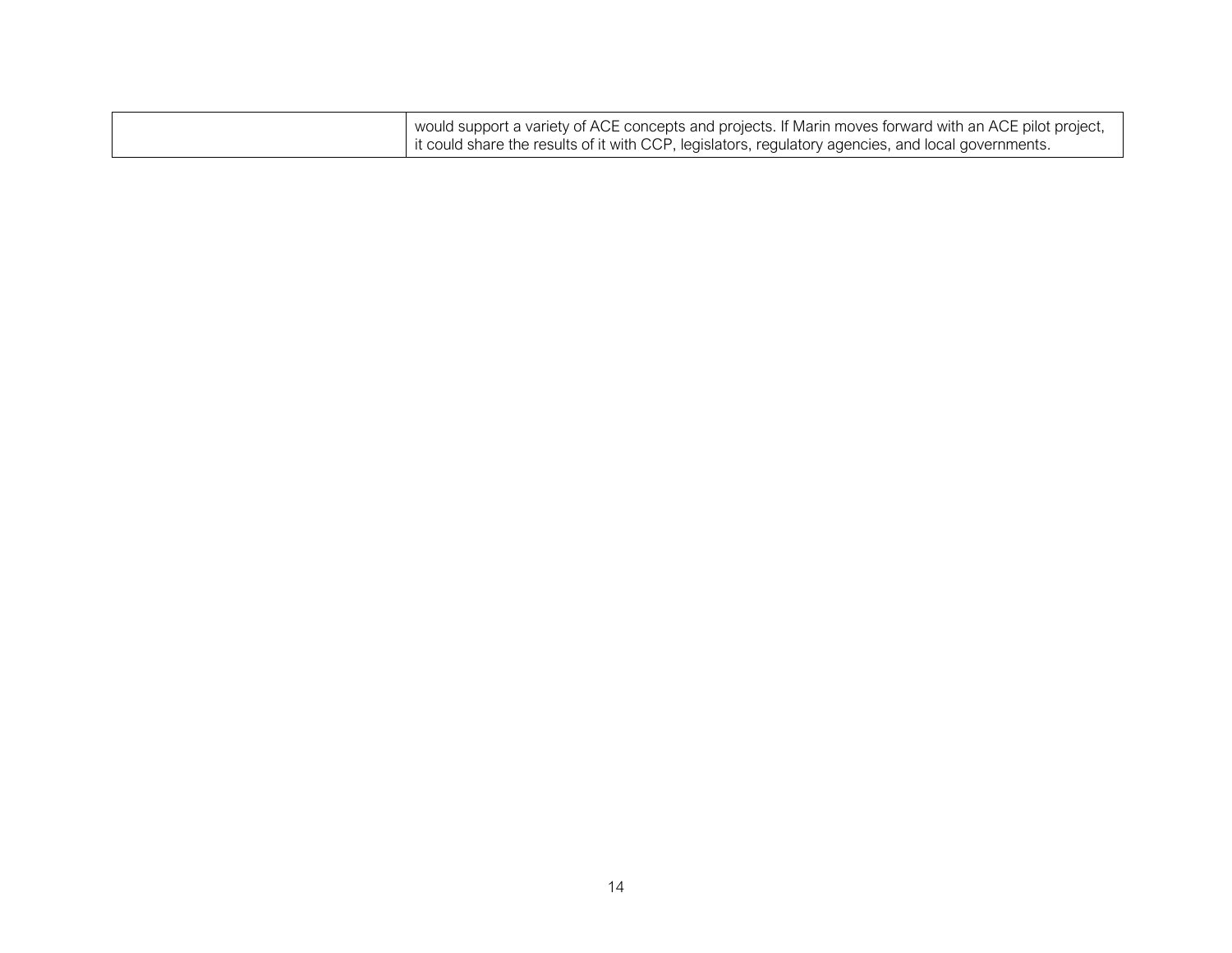| | |
|---|---|
| | would support a variety of ACE concepts and projects. If Marin moves forward with an ACE pilot project, it could share the results of it with CCP, legislators, regulatory agencies, and local governments. |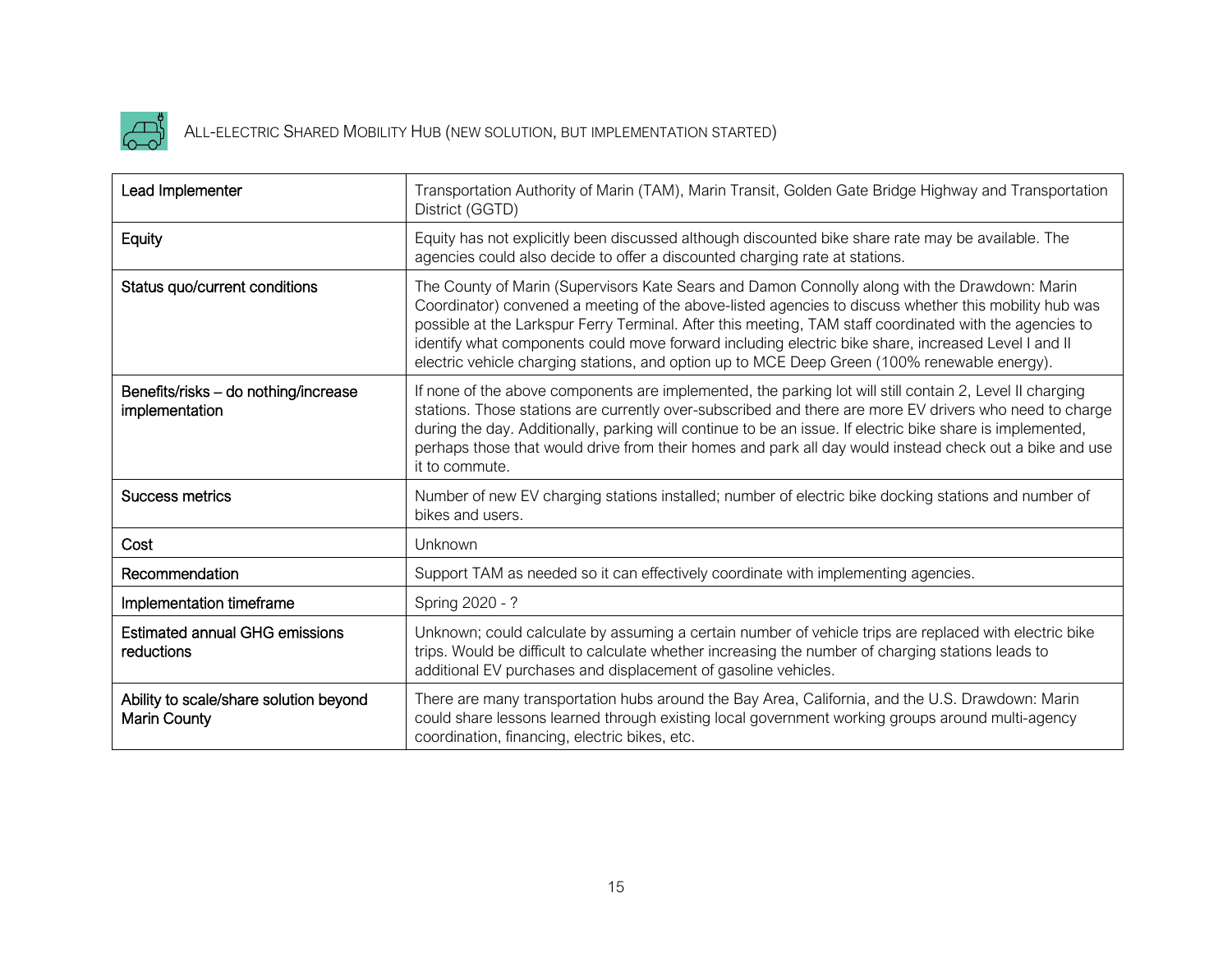## All-electric Shared Mobility Hub (new solution, but implementation started)

| | |
|---|---|
| Lead Implementer | Transportation Authority of Marin (TAM), Marin Transit, Golden Gate Bridge Highway and Transportation District (GGTD) |
| Equity | Equity has not explicitly been discussed although discounted bike share rate may be available. The agencies could also decide to offer a discounted charging rate at stations. |
| Status quo/current conditions | The County of Marin (Supervisors Kate Sears and Damon Connolly along with the Drawdown: Marin Coordinator) convened a meeting of the above-listed agencies to discuss whether this mobility hub was possible at the Larkspur Ferry Terminal. After this meeting, TAM staff coordinated with the agencies to identify what components could move forward including electric bike share, increased Level I and II electric vehicle charging stations, and option up to MCE Deep Green (100% renewable energy). |
| Benefits/risks – do nothing/increase implementation | If none of the above components are implemented, the parking lot will still contain 2, Level II charging stations. Those stations are currently over-subscribed and there are more EV drivers who need to charge during the day. Additionally, parking will continue to be an issue. If electric bike share is implemented, perhaps those that would drive from their homes and park all day would instead check out a bike and use it to commute. |
| Success metrics | Number of new EV charging stations installed; number of electric bike docking stations and number of bikes and users. |
| Cost | Unknown |
| Recommendation | Support TAM as needed so it can effectively coordinate with implementing agencies. |
| Implementation timeframe | Spring 2020 - ? |
| Estimated annual GHG emissions reductions | Unknown; could calculate by assuming a certain number of vehicle trips are replaced with electric bike trips. Would be difficult to calculate whether increasing the number of charging stations leads to additional EV purchases and displacement of gasoline vehicles. |
| Ability to scale/share solution beyond Marin County | There are many transportation hubs around the Bay Area, California, and the U.S. Drawdown: Marin could share lessons learned through existing local government working groups around multi-agency coordination, financing, electric bikes, etc. |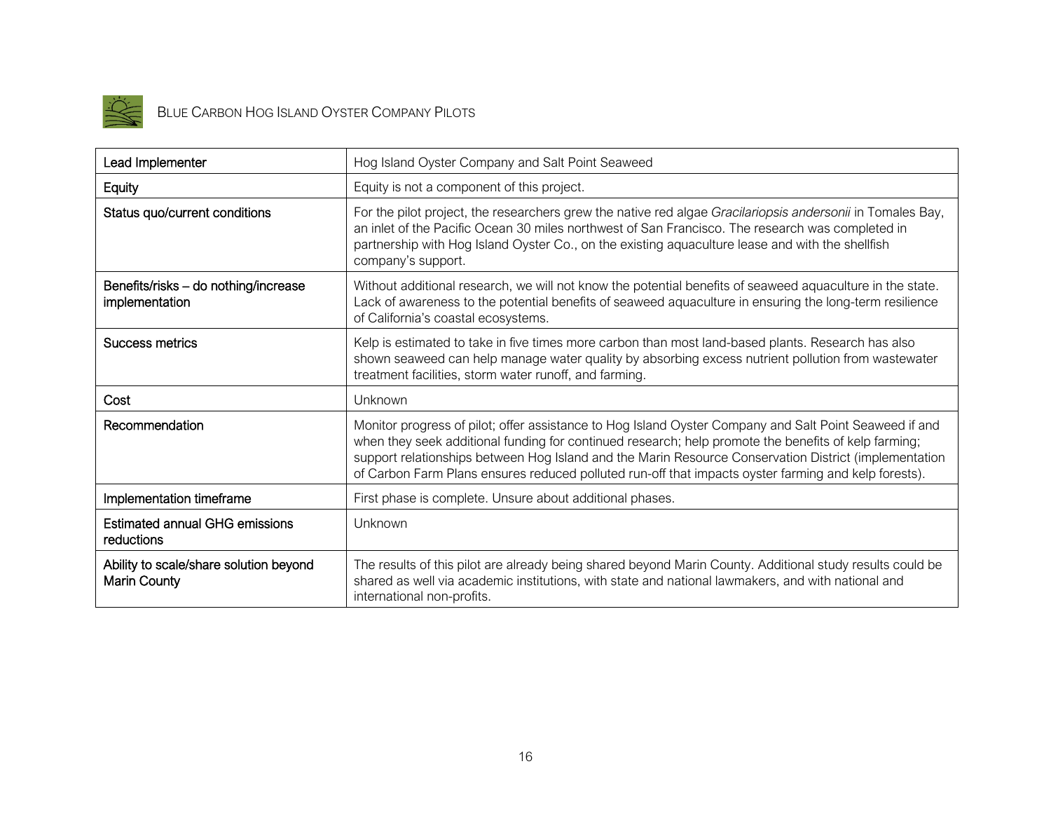## Blue Carbon Hog Island Oyster Company Pilots

| | |
|---|---|
| Lead Implementer | Hog Island Oyster Company and Salt Point Seaweed |
| Equity | Equity is not a component of this project. |
| Status quo/current conditions | For the pilot project, the researchers grew the native red algae *Gracilariopsis andersonii* in Tomales Bay, an inlet of the Pacific Ocean 30 miles northwest of San Francisco. The research was completed in partnership with Hog Island Oyster Co., on the existing aquaculture lease and with the shellfish company's support. |
| Benefits/risks – do nothing/increase implementation | Without additional research, we will not know the potential benefits of seaweed aquaculture in the state. Lack of awareness to the potential benefits of seaweed aquaculture in ensuring the long-term resilience of California's coastal ecosystems. |
| Success metrics | Kelp is estimated to take in five times more carbon than most land-based plants. Research has also shown seaweed can help manage water quality by absorbing excess nutrient pollution from wastewater treatment facilities, storm water runoff, and farming. |
| Cost | Unknown |
| Recommendation | Monitor progress of pilot; offer assistance to Hog Island Oyster Company and Salt Point Seaweed if and when they seek additional funding for continued research; help promote the benefits of kelp farming; support relationships between Hog Island and the Marin Resource Conservation District (implementation of Carbon Farm Plans ensures reduced polluted run-off that impacts oyster farming and kelp forests). |
| Implementation timeframe | First phase is complete. Unsure about additional phases. |
| Estimated annual GHG emissions reductions | Unknown |
| Ability to scale/share solution beyond Marin County | The results of this pilot are already being shared beyond Marin County. Additional study results could be shared as well via academic institutions, with state and national lawmakers, and with national and international non-profits. |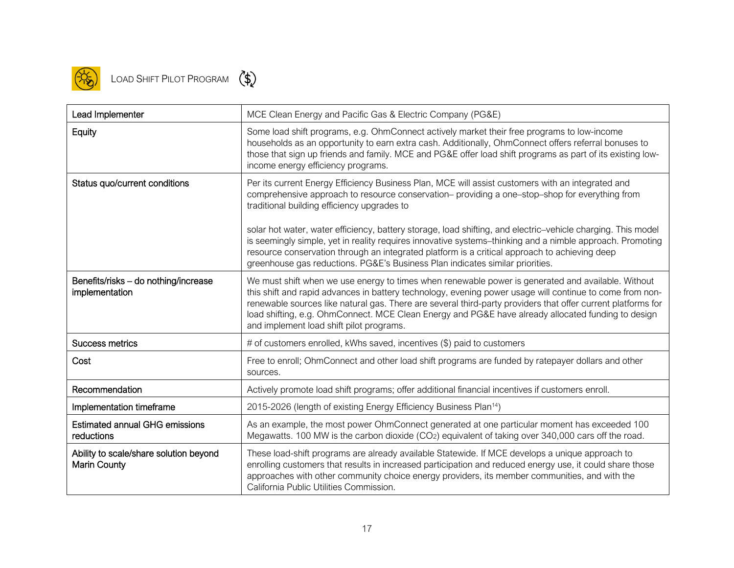## Load Shift Pilot Program

| | |
|---|---|
| Lead Implementer | MCE Clean Energy and Pacific Gas & Electric Company (PG&E) |
| Equity | Some load shift programs, e.g. OhmConnect actively market their free programs to low-income households as an opportunity to earn extra cash. Additionally, OhmConnect offers referral bonuses to those that sign up friends and family. MCE and PG&E offer load shift programs as part of its existing low-income energy efficiency programs. |
| Status quo/current conditions | Per its current Energy Efficiency Business Plan, MCE will assist customers with an integrated and comprehensive approach to resource conservation– providing a one–stop–shop for everything from traditional building efficiency upgrades to solar hot water, water efficiency, battery storage, load shifting, and electric–vehicle charging. This model is seemingly simple, yet in reality requires innovative systems–thinking and a nimble approach. Promoting resource conservation through an integrated platform is a critical approach to achieving deep greenhouse gas reductions. PG&E's Business Plan indicates similar priorities. |
| Benefits/risks – do nothing/increase implementation | We must shift when we use energy to times when renewable power is generated and available. Without this shift and rapid advances in battery technology, evening power usage will continue to come from non-renewable sources like natural gas. There are several third-party providers that offer current platforms for load shifting, e.g. OhmConnect. MCE Clean Energy and PG&E have already allocated funding to design and implement load shift pilot programs. |
| Success metrics | # of customers enrolled, kWhs saved, incentives ($) paid to customers |
| Cost | Free to enroll; OhmConnect and other load shift programs are funded by ratepayer dollars and other sources. |
| Recommendation | Actively promote load shift programs; offer additional financial incentives if customers enroll. |
| Implementation timeframe | 2015-2026 (length of existing Energy Efficiency Business Plan[14]) |
| Estimated annual GHG emissions reductions | As an example, the most power OhmConnect generated at one particular moment has exceeded 100 Megawatts. 100 MW is the carbon dioxide ($CO_2$) equivalent of taking over 340,000 cars off the road. |
| Ability to scale/share solution beyond Marin County | These load-shift programs are already available Statewide. If MCE develops a unique approach to enrolling customers that results in increased participation and reduced energy use, it could share those approaches with other community choice energy providers, its member communities, and with the California Public Utilities Commission. |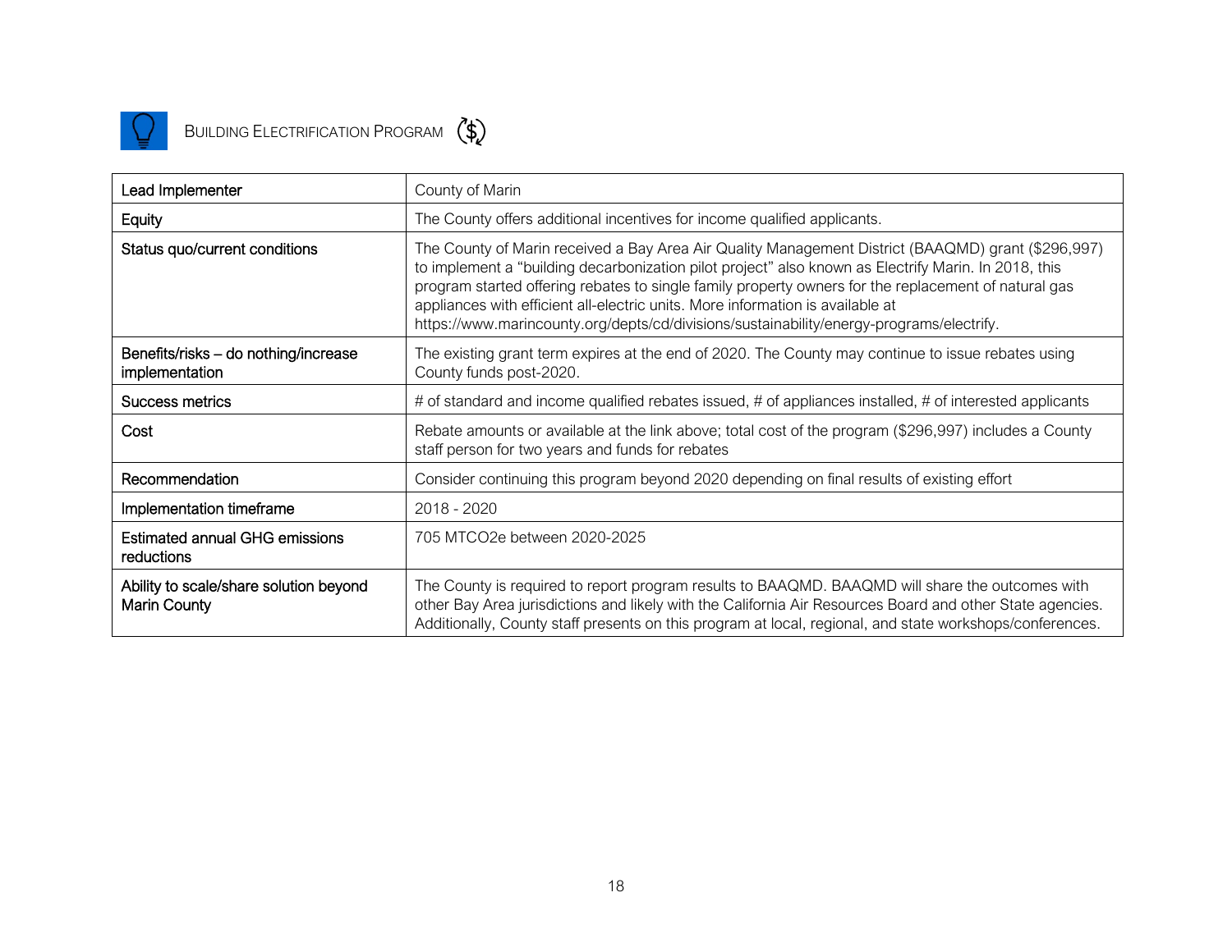## Building Electrification Program

| | |
|---|---|
| Lead Implementer | County of Marin |
| Equity | The County offers additional incentives for income qualified applicants. |
| Status quo/current conditions | The County of Marin received a Bay Area Air Quality Management District (BAAQMD) grant ($296,997) to implement a "building decarbonization pilot project" also known as Electrify Marin. In 2018, this program started offering rebates to single family property owners for the replacement of natural gas appliances with efficient all-electric units. More information is available at https://www.marincounty.org/depts/cd/divisions/sustainability/energy-programs/electrify. |
| Benefits/risks – do nothing/increase implementation | The existing grant term expires at the end of 2020. The County may continue to issue rebates using County funds post-2020. |
| Success metrics | # of standard and income qualified rebates issued, # of appliances installed, # of interested applicants |
| Cost | Rebate amounts or available at the link above; total cost of the program ($296,997) includes a County staff person for two years and funds for rebates |
| Recommendation | Consider continuing this program beyond 2020 depending on final results of existing effort |
| Implementation timeframe | 2018 - 2020 |
| Estimated annual GHG emissions reductions | 705 MTCO2e between 2020-2025 |
| Ability to scale/share solution beyond Marin County | The County is required to report program results to BAAQMD. BAAQMD will share the outcomes with other Bay Area jurisdictions and likely with the California Air Resources Board and other State agencies. Additionally, County staff presents on this program at local, regional, and state workshops/conferences. |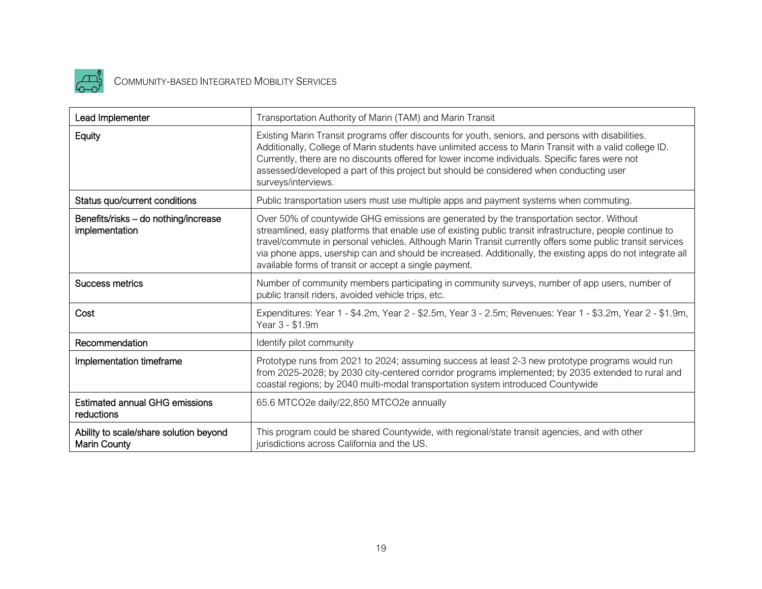## Community-based Integrated Mobility Services

| | |
|---|---|
| Lead Implementer | Transportation Authority of Marin (TAM) and Marin Transit |
| Equity | Existing Marin Transit programs offer discounts for youth, seniors, and persons with disabilities. Additionally, College of Marin students have unlimited access to Marin Transit with a valid college ID. Currently, there are no discounts offered for lower income individuals. Specific fares were not assessed/developed a part of this project but should be considered when conducting user surveys/interviews. |
| Status quo/current conditions | Public transportation users must use multiple apps and payment systems when commuting. |
| Benefits/risks – do nothing/increase implementation | Over 50% of countywide GHG emissions are generated by the transportation sector. Without streamlined, easy platforms that enable use of existing public transit infrastructure, people continue to travel/commute in personal vehicles. Although Marin Transit currently offers some public transit services via phone apps, usership can and should be increased. Additionally, the existing apps do not integrate all available forms of transit or accept a single payment. |
| Success metrics | Number of community members participating in community surveys, number of app users, number of public transit riders, avoided vehicle trips, etc. |
| Cost | Expenditures: Year 1 - $4.2m, Year 2 - $2.5m, Year 3 - 2.5m; Revenues: Year 1 - $3.2m, Year 2 - $1.9m, Year 3 - $1.9m |
| Recommendation | Identify pilot community |
| Implementation timeframe | Prototype runs from 2021 to 2024; assuming success at least 2-3 new prototype programs would run from 2025-2028; by 2030 city-centered corridor programs implemented; by 2035 extended to rural and coastal regions; by 2040 multi-modal transportation system introduced Countywide |
| Estimated annual GHG emissions reductions | 65.6 MTCO2e daily/22,850 MTCO2e annually |
| Ability to scale/share solution beyond Marin County | This program could be shared Countywide, with regional/state transit agencies, and with other jurisdictions across California and the US. |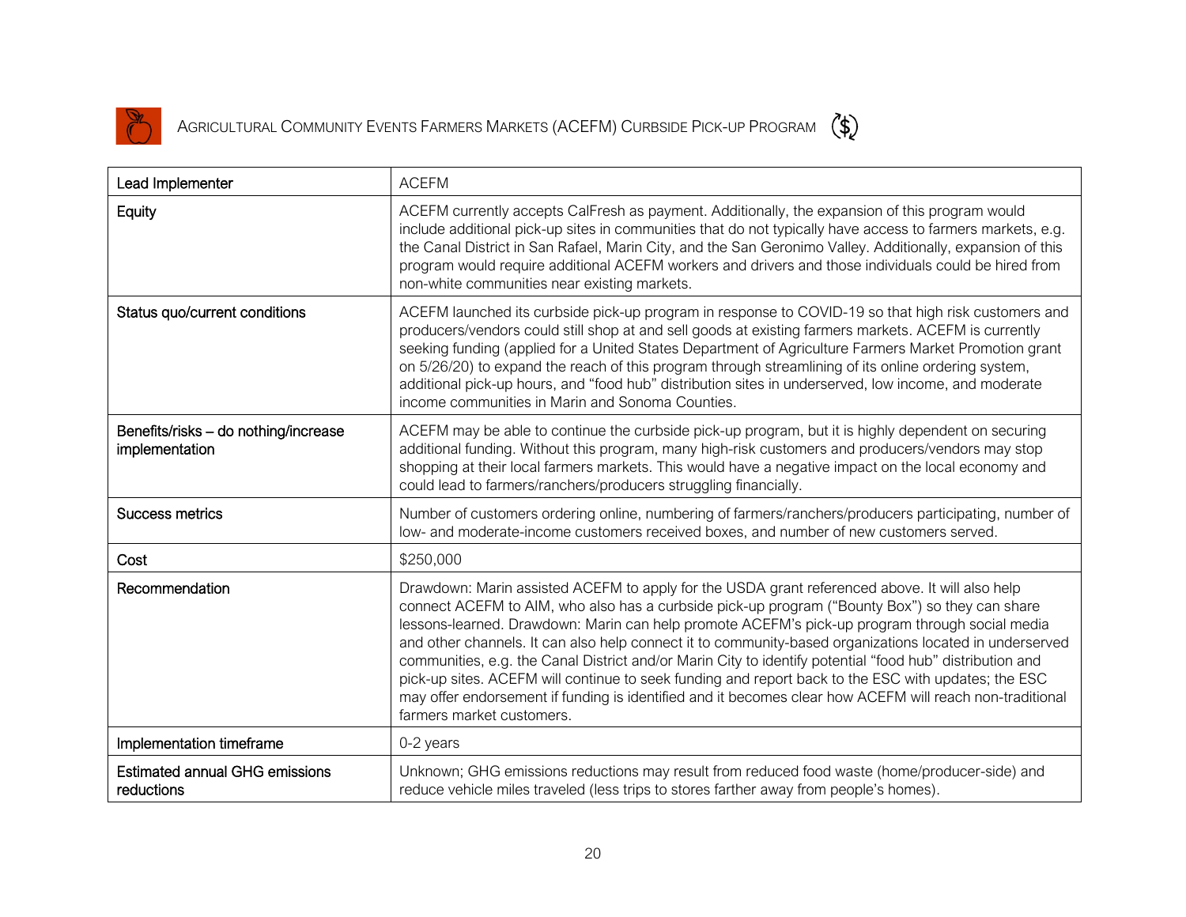## Agricultural Community Events Farmers Markets (ACEFM) Curbside Pick-up Program

| | |
|---|---|
| Lead Implementer | ACEFM |
| Equity | ACEFM currently accepts CalFresh as payment. Additionally, the expansion of this program would include additional pick-up sites in communities that do not typically have access to farmers markets, e.g. the Canal District in San Rafael, Marin City, and the San Geronimo Valley. Additionally, expansion of this program would require additional ACEFM workers and drivers and those individuals could be hired from non-white communities near existing markets. |
| Status quo/current conditions | ACEFM launched its curbside pick-up program in response to COVID-19 so that high risk customers and producers/vendors could still shop at and sell goods at existing farmers markets. ACEFM is currently seeking funding (applied for a United States Department of Agriculture Farmers Market Promotion grant on 5/26/20) to expand the reach of this program through streamlining of its online ordering system, additional pick-up hours, and "food hub" distribution sites in underserved, low income, and moderate income communities in Marin and Sonoma Counties. |
| Benefits/risks – do nothing/increase implementation | ACEFM may be able to continue the curbside pick-up program, but it is highly dependent on securing additional funding. Without this program, many high-risk customers and producers/vendors may stop shopping at their local farmers markets. This would have a negative impact on the local economy and could lead to farmers/ranchers/producers struggling financially. |
| Success metrics | Number of customers ordering online, numbering of farmers/ranchers/producers participating, number of low- and moderate-income customers received boxes, and number of new customers served. |
| Cost | $250,000 |
| Recommendation | Drawdown: Marin assisted ACEFM to apply for the USDA grant referenced above. It will also help connect ACEFM to AIM, who also has a curbside pick-up program ("Bounty Box") so they can share lessons-learned. Drawdown: Marin can help promote ACEFM's pick-up program through social media and other channels. It can also help connect it to community-based organizations located in underserved communities, e.g. the Canal District and/or Marin City to identify potential "food hub" distribution and pick-up sites. ACEFM will continue to seek funding and report back to the ESC with updates; the ESC may offer endorsement if funding is identified and it becomes clear how ACEFM will reach non-traditional farmers market customers. |
| Implementation timeframe | 0-2 years |
| Estimated annual GHG emissions reductions | Unknown; GHG emissions reductions may result from reduced food waste (home/producer-side) and reduce vehicle miles traveled (less trips to stores farther away from people's homes). |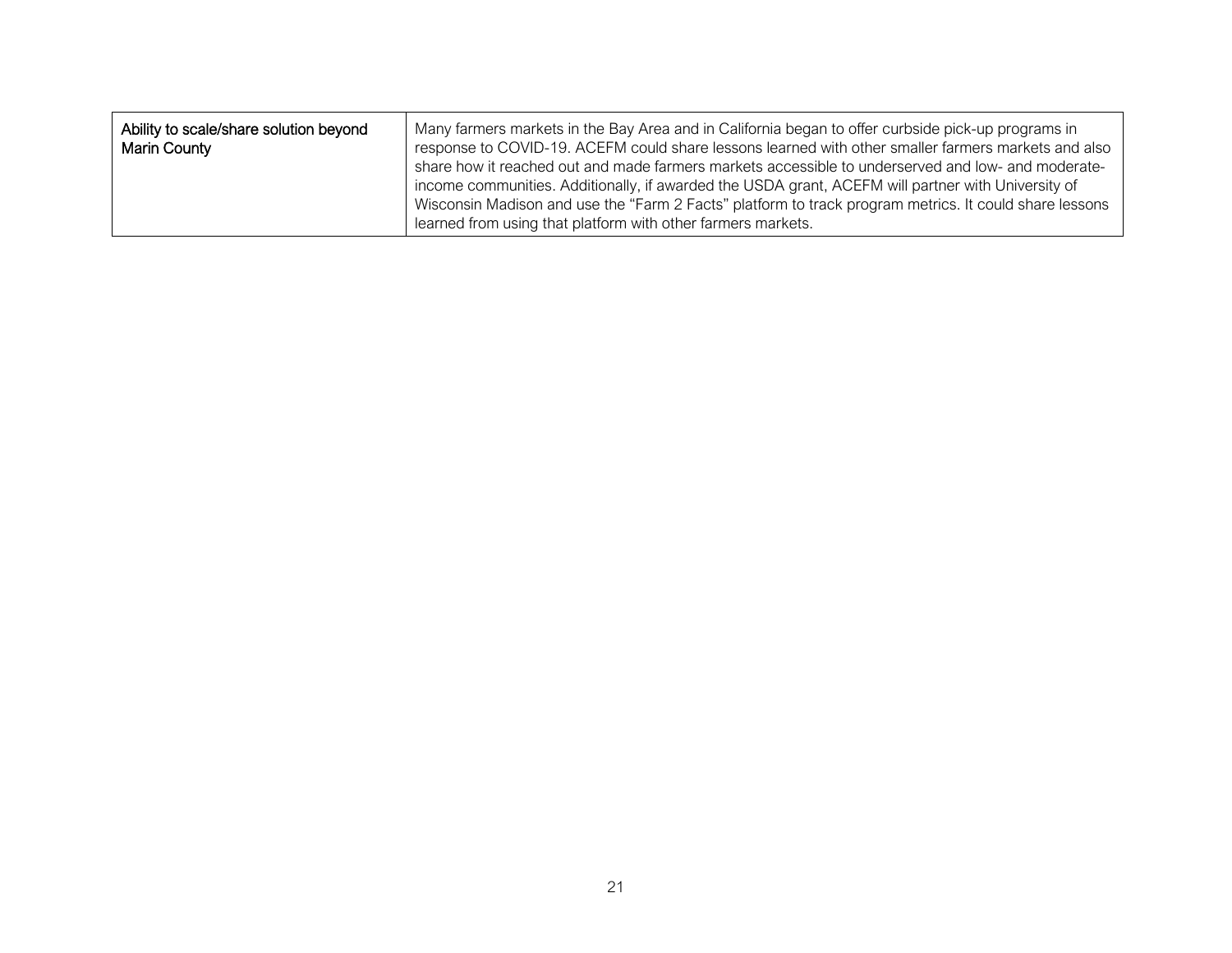| | |
|---|---|
| Ability to scale/share solution beyond Marin County | Many farmers markets in the Bay Area and in California began to offer curbside pick-up programs in response to COVID-19. ACEFM could share lessons learned with other smaller farmers markets and also share how it reached out and made farmers markets accessible to underserved and low- and moderate-income communities. Additionally, if awarded the USDA grant, ACEFM will partner with University of Wisconsin Madison and use the "Farm 2 Facts" platform to track program metrics. It could share lessons learned from using that platform with other farmers markets. |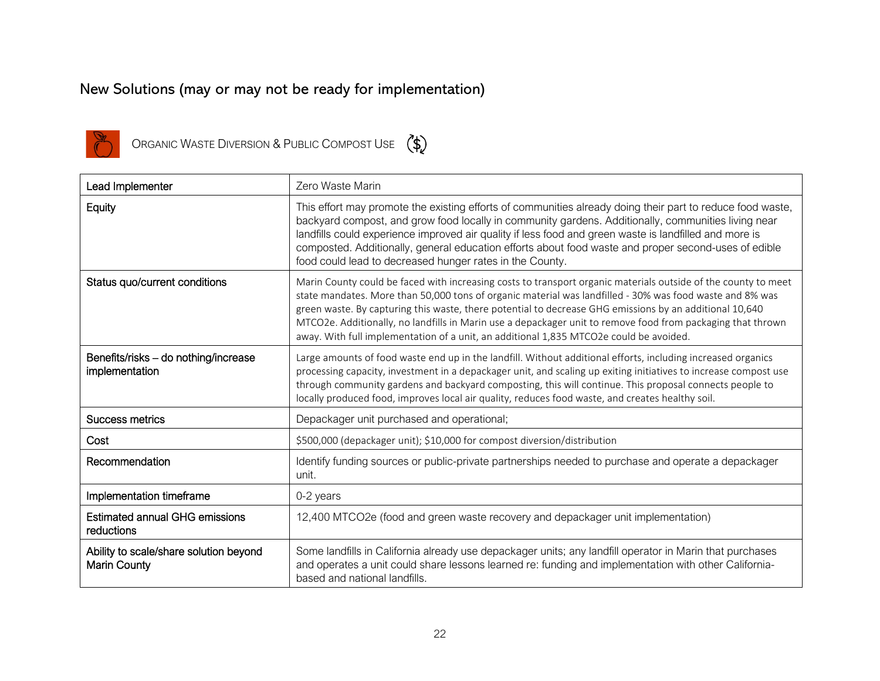## New Solutions (may or may not be ready for implementation)

### ORGANIC WASTE DIVERSION & PUBLIC COMPOST USE

| Lead Implementer | Zero Waste Marin |
|---|---|
| Equity | This effort may promote the existing efforts of communities already doing their part to reduce food waste, backyard compost, and grow food locally in community gardens. Additionally, communities living near landfills could experience improved air quality if less food and green waste is landfilled and more is composted. Additionally, general education efforts about food waste and proper second-uses of edible food could lead to decreased hunger rates in the County. |
| Status quo/current conditions | Marin County could be faced with increasing costs to transport organic materials outside of the county to meet state mandates. More than 50,000 tons of organic material was landfilled - 30% was food waste and 8% was green waste. By capturing this waste, there potential to decrease GHG emissions by an additional 10,640 MTCO2e. Additionally, no landfills in Marin use a depackager unit to remove food from packaging that thrown away. With full implementation of a unit, an additional 1,835 MTCO2e could be avoided. |
| Benefits/risks – do nothing/increase implementation | Large amounts of food waste end up in the landfill. Without additional efforts, including increased organics processing capacity, investment in a depackager unit, and scaling up exiting initiatives to increase compost use through community gardens and backyard composting, this will continue. This proposal connects people to locally produced food, improves local air quality, reduces food waste, and creates healthy soil. |
| Success metrics | Depackager unit purchased and operational; |
| Cost | $500,000 (depackager unit); $10,000 for compost diversion/distribution |
| Recommendation | Identify funding sources or public-private partnerships needed to purchase and operate a depackager unit. |
| Implementation timeframe | 0-2 years |
| Estimated annual GHG emissions reductions | 12,400 MTCO2e (food and green waste recovery and depackager unit implementation) |
| Ability to scale/share solution beyond Marin County | Some landfills in California already use depackager units; any landfill operator in Marin that purchases and operates a unit could share lessons learned re: funding and implementation with other California-based and national landfills. |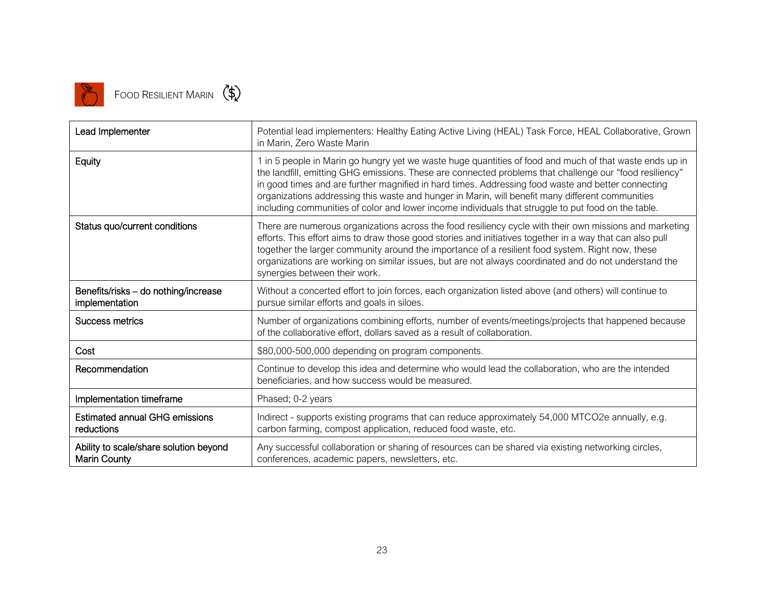## Food Resilient Marin

| | |
|---|---|
| Lead Implementer | Potential lead implementers: Healthy Eating Active Living (HEAL) Task Force, HEAL Collaborative, Grown in Marin, Zero Waste Marin |
| Equity | 1 in 5 people in Marin go hungry yet we waste huge quantities of food and much of that waste ends up in the landfill, emitting GHG emissions. These are connected problems that challenge our "food resiliency" in good times and are further magnified in hard times. Addressing food waste and better connecting organizations addressing this waste and hunger in Marin, will benefit many different communities including communities of color and lower income individuals that struggle to put food on the table. |
| Status quo/current conditions | There are numerous organizations across the food resiliency cycle with their own missions and marketing efforts. This effort aims to draw those good stories and initiatives together in a way that can also pull together the larger community around the importance of a resilient food system. Right now, these organizations are working on similar issues, but are not always coordinated and do not understand the synergies between their work. |
| Benefits/risks – do nothing/increase implementation | Without a concerted effort to join forces, each organization listed above (and others) will continue to pursue similar efforts and goals in siloes. |
| Success metrics | Number of organizations combining efforts, number of events/meetings/projects that happened because of the collaborative effort, dollars saved as a result of collaboration. |
| Cost | $80,000-500,000 depending on program components. |
| Recommendation | Continue to develop this idea and determine who would lead the collaboration, who are the intended beneficiaries, and how success would be measured. |
| Implementation timeframe | Phased; 0-2 years |
| Estimated annual GHG emissions reductions | Indirect - supports existing programs that can reduce approximately 54,000 MTCO2e annually, e.g. carbon farming, compost application, reduced food waste, etc. |
| Ability to scale/share solution beyond Marin County | Any successful collaboration or sharing of resources can be shared via existing networking circles, conferences, academic papers, newsletters, etc. |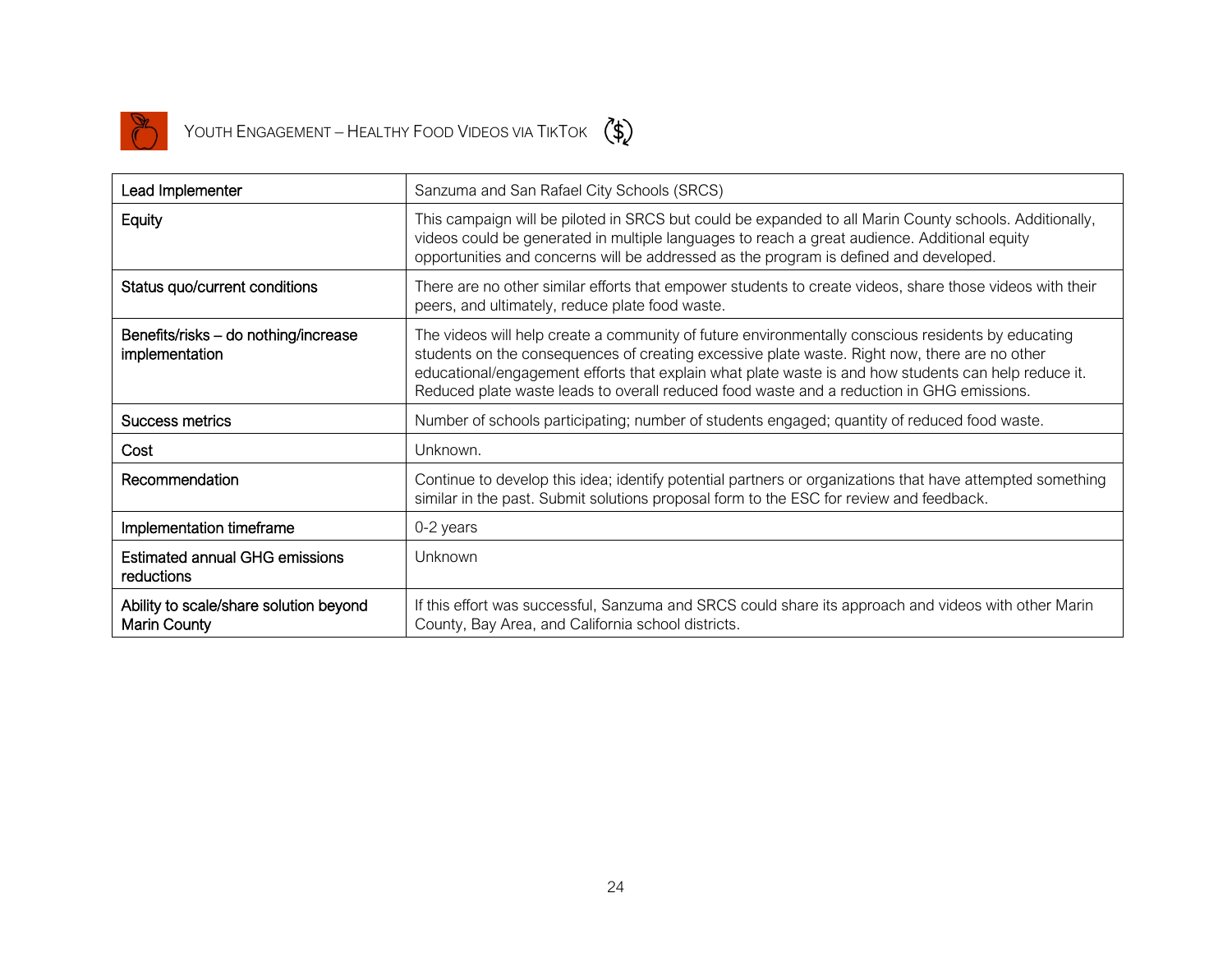## Youth Engagement – Healthy Food Videos via TikTok

| | |
|---|---|
| Lead Implementer | Sanzuma and San Rafael City Schools (SRCS) |
| Equity | This campaign will be piloted in SRCS but could be expanded to all Marin County schools. Additionally, videos could be generated in multiple languages to reach a great audience. Additional equity opportunities and concerns will be addressed as the program is defined and developed. |
| Status quo/current conditions | There are no other similar efforts that empower students to create videos, share those videos with their peers, and ultimately, reduce plate food waste. |
| Benefits/risks – do nothing/increase implementation | The videos will help create a community of future environmentally conscious residents by educating students on the consequences of creating excessive plate waste. Right now, there are no other educational/engagement efforts that explain what plate waste is and how students can help reduce it. Reduced plate waste leads to overall reduced food waste and a reduction in GHG emissions. |
| Success metrics | Number of schools participating; number of students engaged; quantity of reduced food waste. |
| Cost | Unknown. |
| Recommendation | Continue to develop this idea; identify potential partners or organizations that have attempted something similar in the past. Submit solutions proposal form to the ESC for review and feedback. |
| Implementation timeframe | 0-2 years |
| Estimated annual GHG emissions reductions | Unknown |
| Ability to scale/share solution beyond Marin County | If this effort was successful, Sanzuma and SRCS could share its approach and videos with other Marin County, Bay Area, and California school districts. |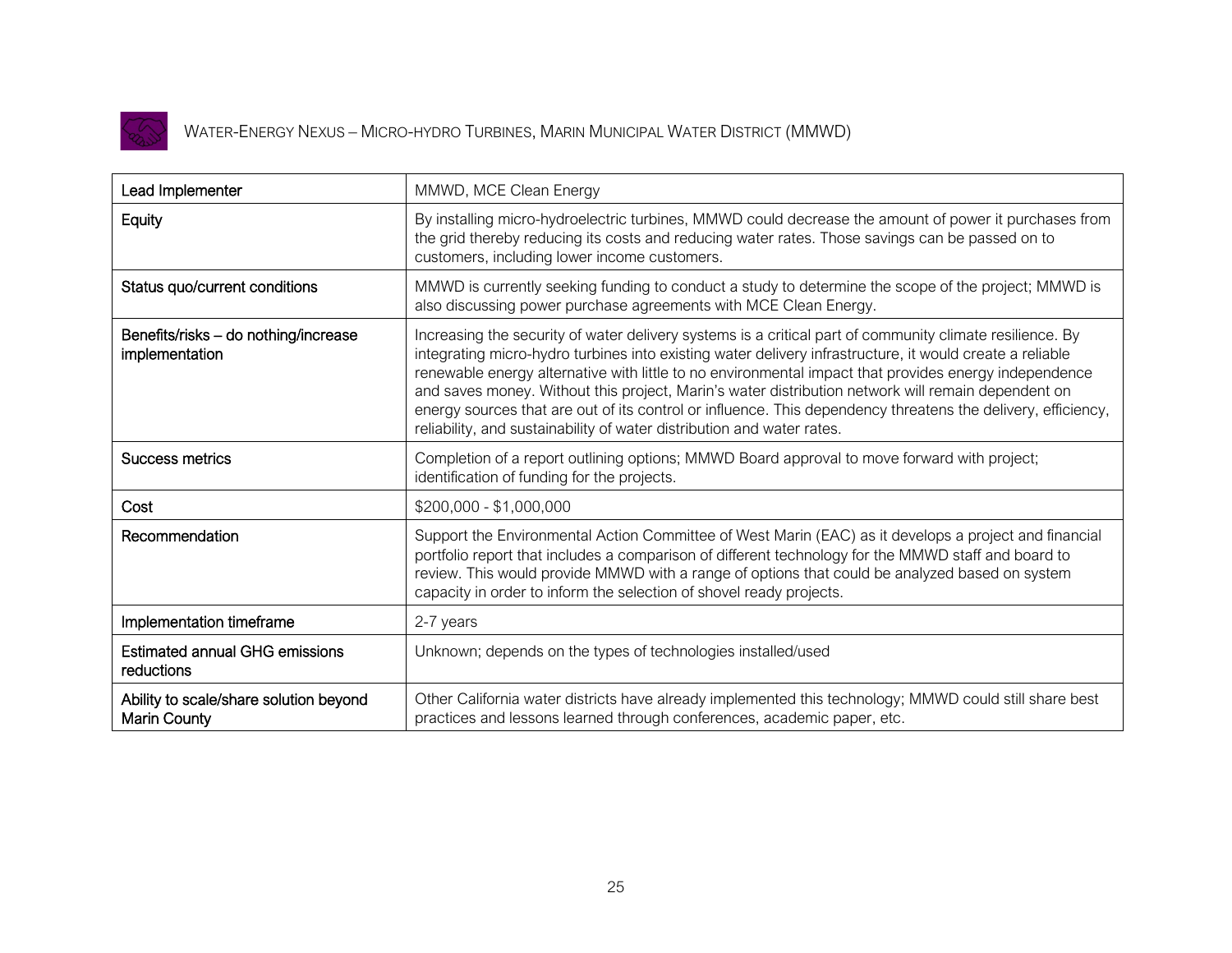## Water-Energy Nexus – Micro-hydro Turbines, Marin Municipal Water District (MMWD)

| Lead Implementer | MMWD, MCE Clean Energy |
|---|---|
| Equity | By installing micro-hydroelectric turbines, MMWD could decrease the amount of power it purchases from the grid thereby reducing its costs and reducing water rates. Those savings can be passed on to customers, including lower income customers. |
| Status quo/current conditions | MMWD is currently seeking funding to conduct a study to determine the scope of the project; MMWD is also discussing power purchase agreements with MCE Clean Energy. |
| Benefits/risks – do nothing/increase implementation | Increasing the security of water delivery systems is a critical part of community climate resilience. By integrating micro-hydro turbines into existing water delivery infrastructure, it would create a reliable renewable energy alternative with little to no environmental impact that provides energy independence and saves money. Without this project, Marin's water distribution network will remain dependent on energy sources that are out of its control or influence. This dependency threatens the delivery, efficiency, reliability, and sustainability of water distribution and water rates. |
| Success metrics | Completion of a report outlining options; MMWD Board approval to move forward with project; identification of funding for the projects. |
| Cost | $200,000 - $1,000,000 |
| Recommendation | Support the Environmental Action Committee of West Marin (EAC) as it develops a project and financial portfolio report that includes a comparison of different technology for the MMWD staff and board to review. This would provide MMWD with a range of options that could be analyzed based on system capacity in order to inform the selection of shovel ready projects. |
| Implementation timeframe | 2-7 years |
| Estimated annual GHG emissions reductions | Unknown; depends on the types of technologies installed/used |
| Ability to scale/share solution beyond Marin County | Other California water districts have already implemented this technology; MMWD could still share best practices and lessons learned through conferences, academic paper, etc. |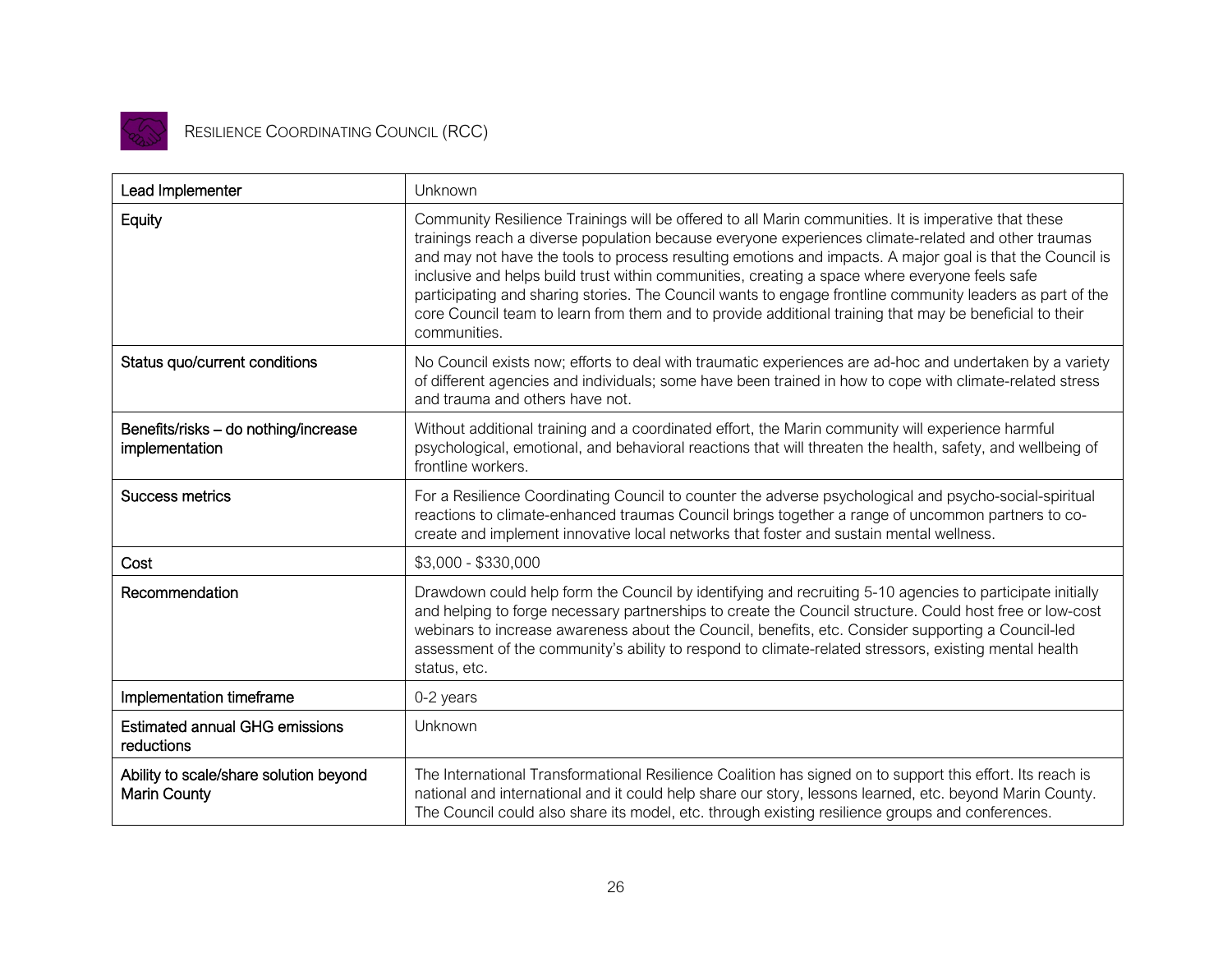## RESILIENCE COORDINATING COUNCIL (RCC)

| | |
|---|---|
| Lead Implementer | Unknown |
| Equity | Community Resilience Trainings will be offered to all Marin communities. It is imperative that these trainings reach a diverse population because everyone experiences climate-related and other traumas and may not have the tools to process resulting emotions and impacts. A major goal is that the Council is inclusive and helps build trust within communities, creating a space where everyone feels safe participating and sharing stories. The Council wants to engage frontline community leaders as part of the core Council team to learn from them and to provide additional training that may be beneficial to their communities. |
| Status quo/current conditions | No Council exists now; efforts to deal with traumatic experiences are ad-hoc and undertaken by a variety of different agencies and individuals; some have been trained in how to cope with climate-related stress and trauma and others have not. |
| Benefits/risks – do nothing/increase implementation | Without additional training and a coordinated effort, the Marin community will experience harmful psychological, emotional, and behavioral reactions that will threaten the health, safety, and wellbeing of frontline workers. |
| Success metrics | For a Resilience Coordinating Council to counter the adverse psychological and psycho-social-spiritual reactions to climate-enhanced traumas Council brings together a range of uncommon partners to co-create and implement innovative local networks that foster and sustain mental wellness. |
| Cost | $3,000 - $330,000 |
| Recommendation | Drawdown could help form the Council by identifying and recruiting 5-10 agencies to participate initially and helping to forge necessary partnerships to create the Council structure. Could host free or low-cost webinars to increase awareness about the Council, benefits, etc. Consider supporting a Council-led assessment of the community's ability to respond to climate-related stressors, existing mental health status, etc. |
| Implementation timeframe | 0-2 years |
| Estimated annual GHG emissions reductions | Unknown |
| Ability to scale/share solution beyond Marin County | The International Transformational Resilience Coalition has signed on to support this effort. Its reach is national and international and it could help share our story, lessons learned, etc. beyond Marin County. The Council could also share its model, etc. through existing resilience groups and conferences. |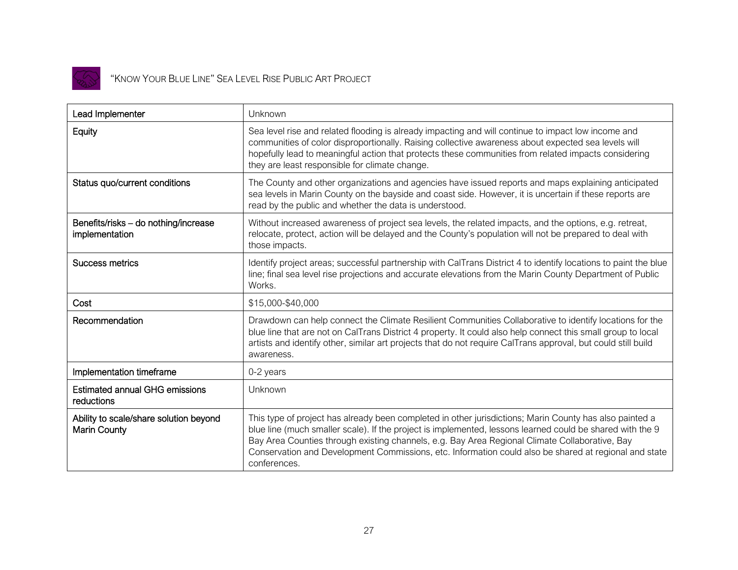## "Know Your Blue Line" Sea Level Rise Public Art Project

| | |
|---|---|
| Lead Implementer | Unknown |
| Equity | Sea level rise and related flooding is already impacting and will continue to impact low income and communities of color disproportionally. Raising collective awareness about expected sea levels will hopefully lead to meaningful action that protects these communities from related impacts considering they are least responsible for climate change. |
| Status quo/current conditions | The County and other organizations and agencies have issued reports and maps explaining anticipated sea levels in Marin County on the bayside and coast side. However, it is uncertain if these reports are read by the public and whether the data is understood. |
| Benefits/risks – do nothing/increase implementation | Without increased awareness of project sea levels, the related impacts, and the options, e.g. retreat, relocate, protect, action will be delayed and the County's population will not be prepared to deal with those impacts. |
| Success metrics | Identify project areas; successful partnership with CalTrans District 4 to identify locations to paint the blue line; final sea level rise projections and accurate elevations from the Marin County Department of Public Works. |
| Cost | $15,000-$40,000 |
| Recommendation | Drawdown can help connect the Climate Resilient Communities Collaborative to identify locations for the blue line that are not on CalTrans District 4 property. It could also help connect this small group to local artists and identify other, similar art projects that do not require CalTrans approval, but could still build awareness. |
| Implementation timeframe | 0-2 years |
| Estimated annual GHG emissions reductions | Unknown |
| Ability to scale/share solution beyond Marin County | This type of project has already been completed in other jurisdictions; Marin County has also painted a blue line (much smaller scale). If the project is implemented, lessons learned could be shared with the 9 Bay Area Counties through existing channels, e.g. Bay Area Regional Climate Collaborative, Bay Conservation and Development Commissions, etc. Information could also be shared at regional and state conferences. |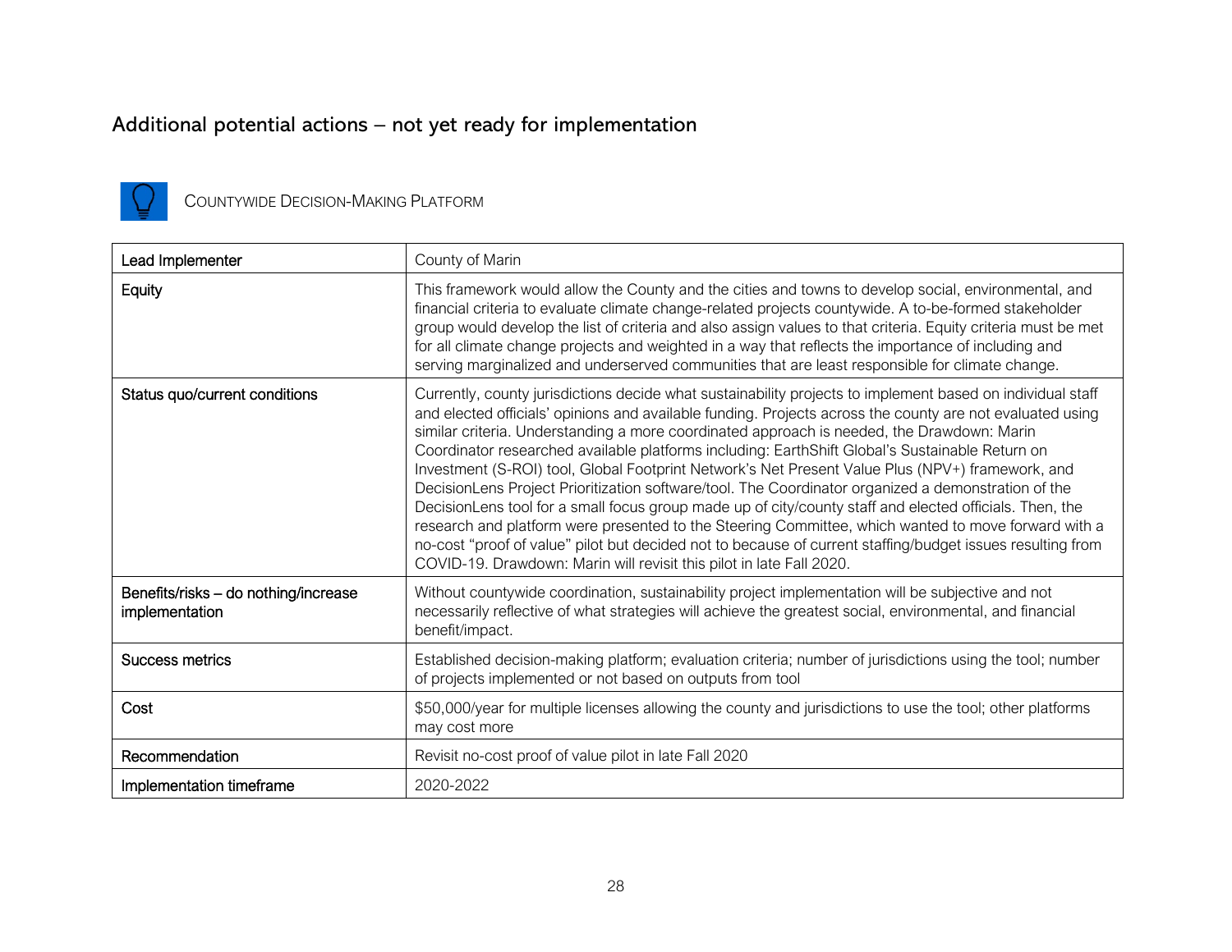## Additional potential actions – not yet ready for implementation

### Countywide Decision-Making Platform

| | |
|---|---|
| Lead Implementer | County of Marin |
| Equity | This framework would allow the County and the cities and towns to develop social, environmental, and financial criteria to evaluate climate change-related projects countywide. A to-be-formed stakeholder group would develop the list of criteria and also assign values to that criteria. Equity criteria must be met for all climate change projects and weighted in a way that reflects the importance of including and serving marginalized and underserved communities that are least responsible for climate change. |
| Status quo/current conditions | Currently, county jurisdictions decide what sustainability projects to implement based on individual staff and elected officials' opinions and available funding. Projects across the county are not evaluated using similar criteria. Understanding a more coordinated approach is needed, the Drawdown: Marin Coordinator researched available platforms including: EarthShift Global's Sustainable Return on Investment (S-ROI) tool, Global Footprint Network's Net Present Value Plus (NPV+) framework, and DecisionLens Project Prioritization software/tool. The Coordinator organized a demonstration of the DecisionLens tool for a small focus group made up of city/county staff and elected officials. Then, the research and platform were presented to the Steering Committee, which wanted to move forward with a no-cost "proof of value" pilot but decided not to because of current staffing/budget issues resulting from COVID-19. Drawdown: Marin will revisit this pilot in late Fall 2020. |
| Benefits/risks – do nothing/increase implementation | Without countywide coordination, sustainability project implementation will be subjective and not necessarily reflective of what strategies will achieve the greatest social, environmental, and financial benefit/impact. |
| Success metrics | Established decision-making platform; evaluation criteria; number of jurisdictions using the tool; number of projects implemented or not based on outputs from tool |
| Cost | $50,000/year for multiple licenses allowing the county and jurisdictions to use the tool; other platforms may cost more |
| Recommendation | Revisit no-cost proof of value pilot in late Fall 2020 |
| Implementation timeframe | 2020-2022 |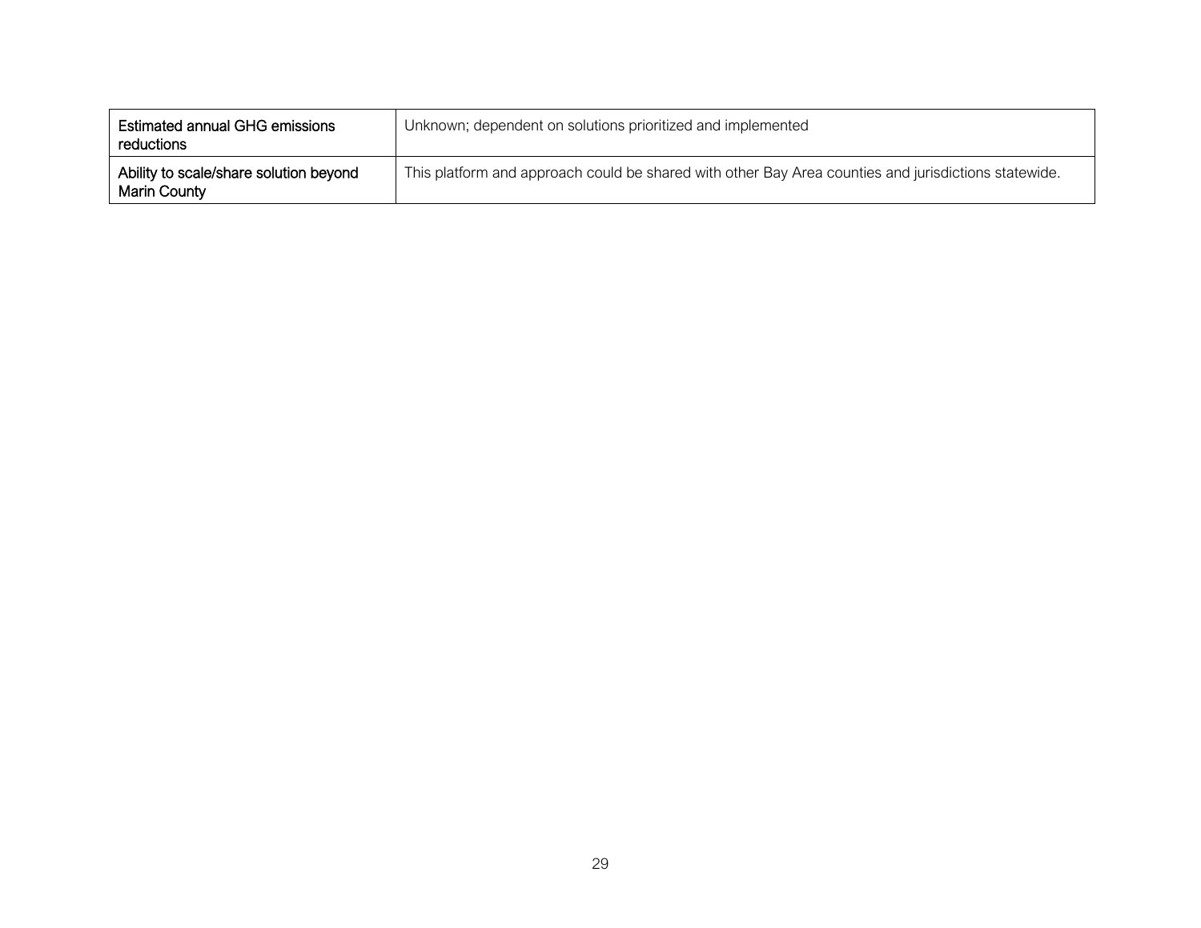| Estimated annual GHG emissions reductions | Unknown; dependent on solutions prioritized and implemented |
|---|---|
| Ability to scale/share solution beyond Marin County | This platform and approach could be shared with other Bay Area counties and jurisdictions statewide. |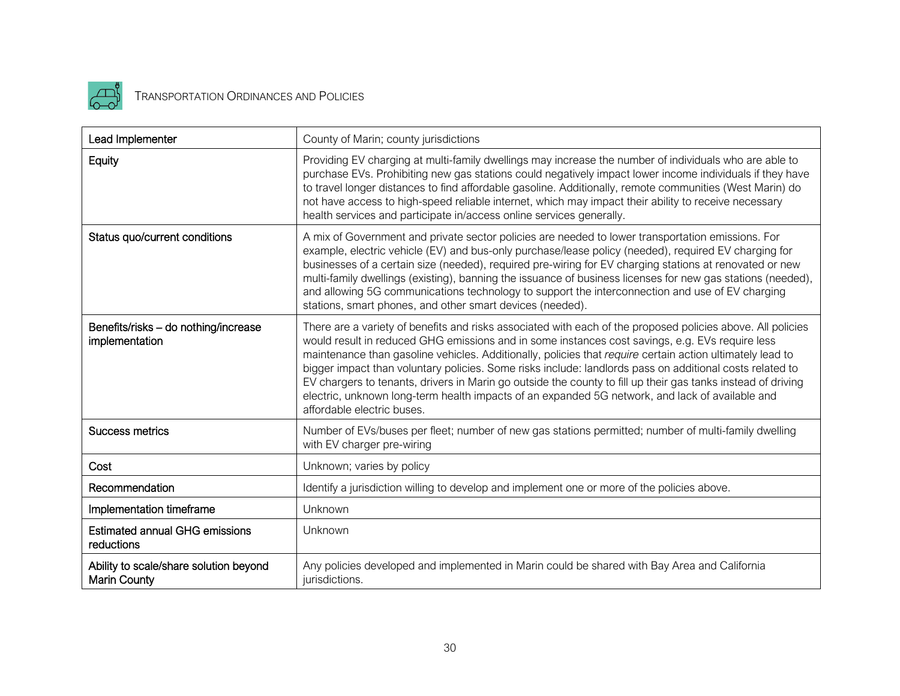## Transportation Ordinances and Policies

| Lead Implementer | County of Marin; county jurisdictions |
|---|---|
| Equity | Providing EV charging at multi-family dwellings may increase the number of individuals who are able to purchase EVs. Prohibiting new gas stations could negatively impact lower income individuals if they have to travel longer distances to find affordable gasoline. Additionally, remote communities (West Marin) do not have access to high-speed reliable internet, which may impact their ability to receive necessary health services and participate in/access online services generally. |
| Status quo/current conditions | A mix of Government and private sector policies are needed to lower transportation emissions. For example, electric vehicle (EV) and bus-only purchase/lease policy (needed), required EV charging for businesses of a certain size (needed), required pre-wiring for EV charging stations at renovated or new multi-family dwellings (existing), banning the issuance of business licenses for new gas stations (needed), and allowing 5G communications technology to support the interconnection and use of EV charging stations, smart phones, and other smart devices (needed). |
| Benefits/risks – do nothing/increase implementation | There are a variety of benefits and risks associated with each of the proposed policies above. All policies would result in reduced GHG emissions and in some instances cost savings, e.g. EVs require less maintenance than gasoline vehicles. Additionally, policies that *require* certain action ultimately lead to bigger impact than voluntary policies. Some risks include: landlords pass on additional costs related to EV chargers to tenants, drivers in Marin go outside the county to fill up their gas tanks instead of driving electric, unknown long-term health impacts of an expanded 5G network, and lack of available and affordable electric buses. |
| Success metrics | Number of EVs/buses per fleet; number of new gas stations permitted; number of multi-family dwelling with EV charger pre-wiring |
| Cost | Unknown; varies by policy |
| Recommendation | Identify a jurisdiction willing to develop and implement one or more of the policies above. |
| Implementation timeframe | Unknown |
| Estimated annual GHG emissions reductions | Unknown |
| Ability to scale/share solution beyond Marin County | Any policies developed and implemented in Marin could be shared with Bay Area and California jurisdictions. |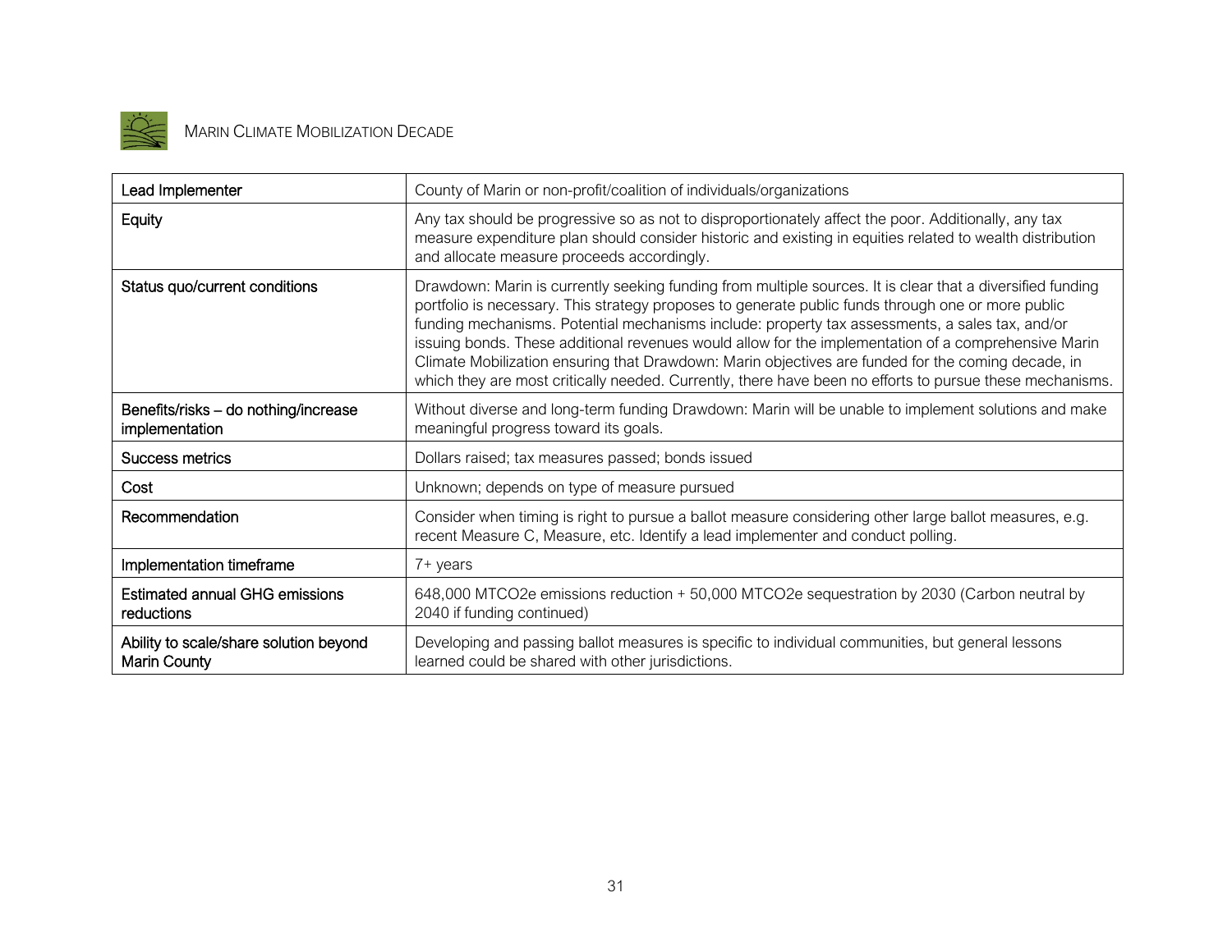| | |
|---|---|
| Lead Implementer | County of Marin or non-profit/coalition of individuals/organizations |
| Equity | Any tax should be progressive so as not to disproportionately affect the poor. Additionally, any tax measure expenditure plan should consider historic and existing in equities related to wealth distribution and allocate measure proceeds accordingly. |
| Status quo/current conditions | Drawdown: Marin is currently seeking funding from multiple sources. It is clear that a diversified funding portfolio is necessary. This strategy proposes to generate public funds through one or more public funding mechanisms. Potential mechanisms include: property tax assessments, a sales tax, and/or issuing bonds. These additional revenues would allow for the implementation of a comprehensive Marin Climate Mobilization ensuring that Drawdown: Marin objectives are funded for the coming decade, in which they are most critically needed. Currently, there have been no efforts to pursue these mechanisms. |
| Benefits/risks – do nothing/increase implementation | Without diverse and long-term funding Drawdown: Marin will be unable to implement solutions and make meaningful progress toward its goals. |
| Success metrics | Dollars raised; tax measures passed; bonds issued |
| Cost | Unknown; depends on type of measure pursued |
| Recommendation | Consider when timing is right to pursue a ballot measure considering other large ballot measures, e.g. recent Measure C, Measure, etc. Identify a lead implementer and conduct polling. |
| Implementation timeframe | 7+ years |
| Estimated annual GHG emissions reductions | 648,000 MTCO2e emissions reduction + 50,000 MTCO2e sequestration by 2030 (Carbon neutral by 2040 if funding continued) |
| Ability to scale/share solution beyond Marin County | Developing and passing ballot measures is specific to individual communities, but general lessons learned could be shared with other jurisdictions. |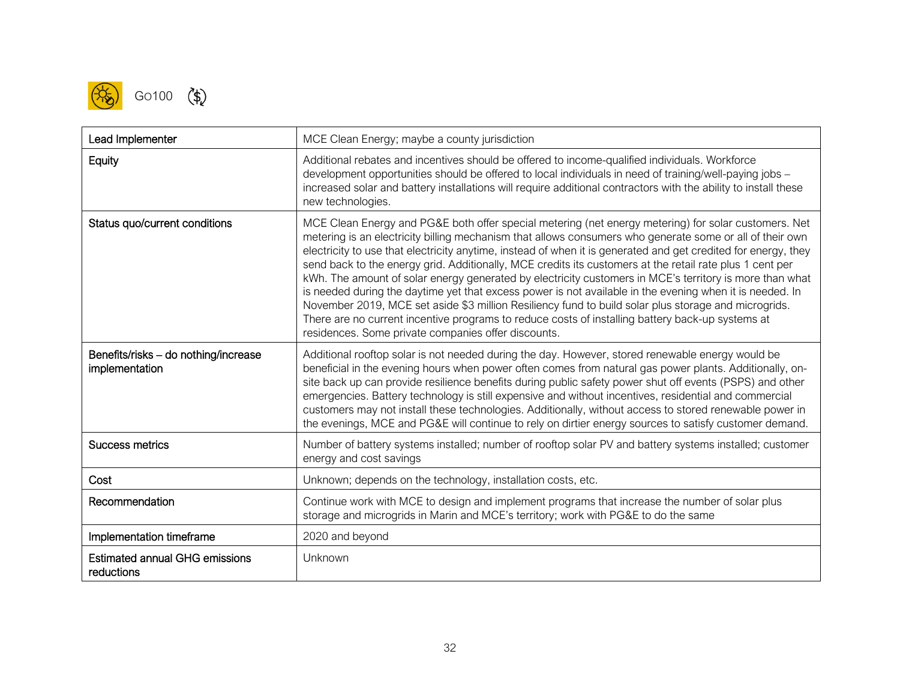Go100

| Lead Implementer | MCE Clean Energy; maybe a county jurisdiction |
|---|---|
| Equity | Additional rebates and incentives should be offered to income-qualified individuals. Workforce development opportunities should be offered to local individuals in need of training/well-paying jobs – increased solar and battery installations will require additional contractors with the ability to install these new technologies. |
| Status quo/current conditions | MCE Clean Energy and PG&E both offer special metering (net energy metering) for solar customers. Net metering is an electricity billing mechanism that allows consumers who generate some or all of their own electricity to use that electricity anytime, instead of when it is generated and get credited for energy, they send back to the energy grid. Additionally, MCE credits its customers at the retail rate plus 1 cent per kWh. The amount of solar energy generated by electricity customers in MCE's territory is more than what is needed during the daytime yet that excess power is not available in the evening when it is needed. In November 2019, MCE set aside $3 million Resiliency fund to build solar plus storage and microgrids. There are no current incentive programs to reduce costs of installing battery back-up systems at residences. Some private companies offer discounts. |
| Benefits/risks – do nothing/increase implementation | Additional rooftop solar is not needed during the day. However, stored renewable energy would be beneficial in the evening hours when power often comes from natural gas power plants. Additionally, on-site back up can provide resilience benefits during public safety power shut off events (PSPS) and other emergencies. Battery technology is still expensive and without incentives, residential and commercial customers may not install these technologies. Additionally, without access to stored renewable power in the evenings, MCE and PG&E will continue to rely on dirtier energy sources to satisfy customer demand. |
| Success metrics | Number of battery systems installed; number of rooftop solar PV and battery systems installed; customer energy and cost savings |
| Cost | Unknown; depends on the technology, installation costs, etc. |
| Recommendation | Continue work with MCE to design and implement programs that increase the number of solar plus storage and microgrids in Marin and MCE's territory; work with PG&E to do the same |
| Implementation timeframe | 2020 and beyond |
| Estimated annual GHG emissions reductions | Unknown |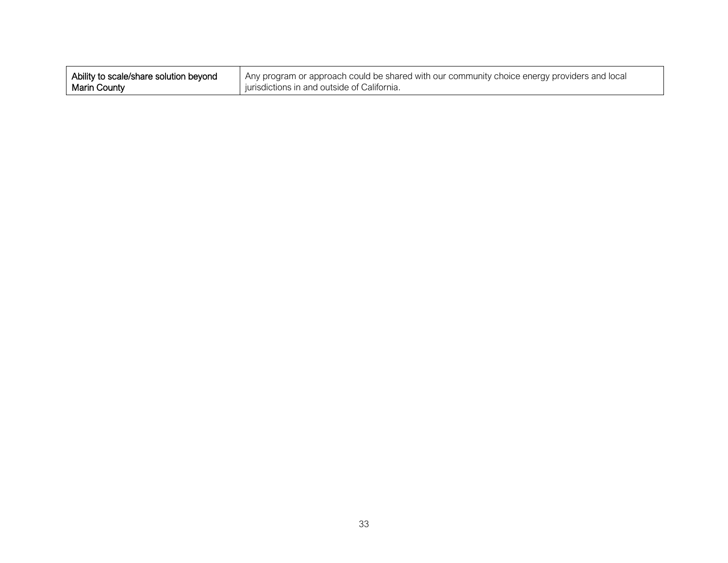| Ability to scale/share solution beyond Marin County | Any program or approach could be shared with our community choice energy providers and local jurisdictions in and outside of California. |
|---|---|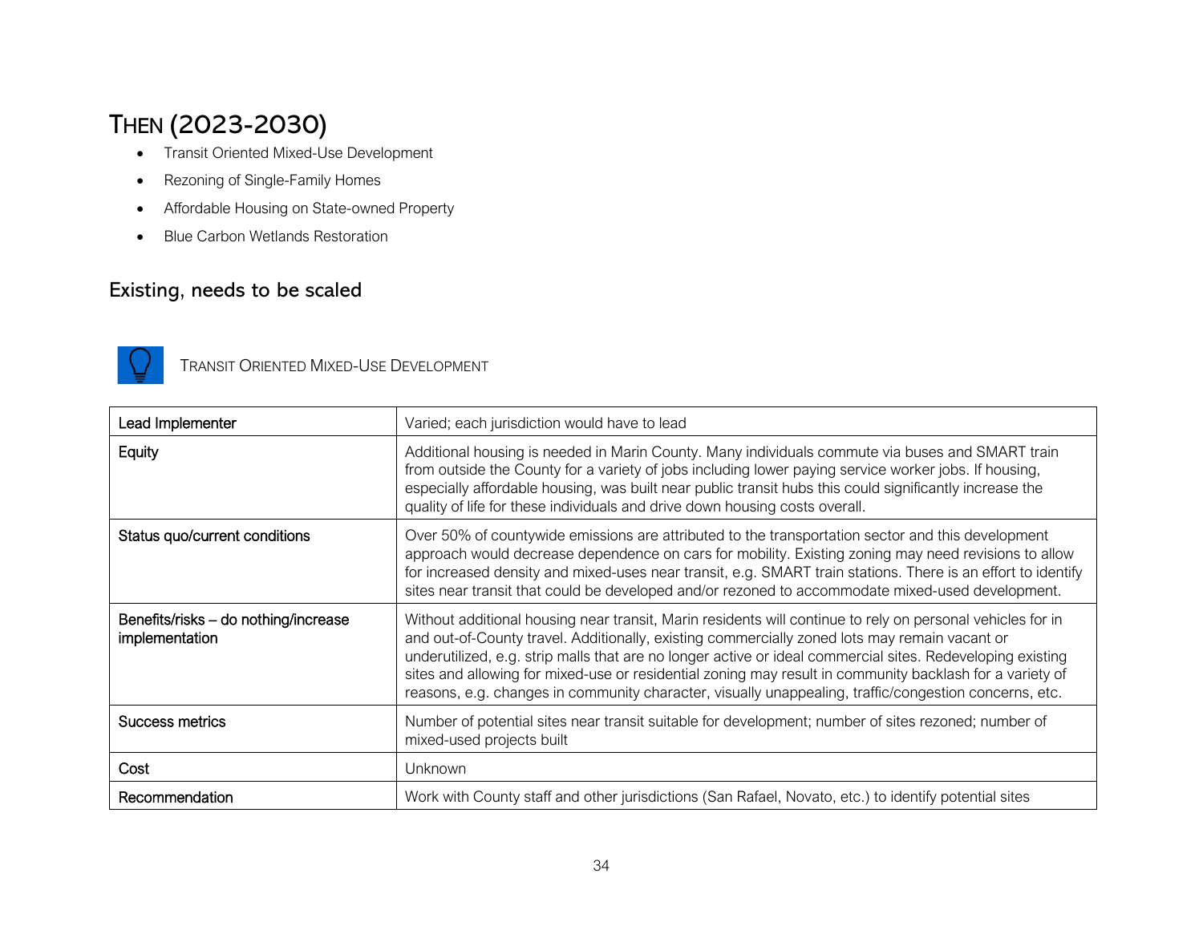# THEN (2023-2030)

- Transit Oriented Mixed-Use Development
- Rezoning of Single-Family Homes
- Affordable Housing on State-owned Property
- Blue Carbon Wetlands Restoration

## Existing, needs to be scaled

### TRANSIT ORIENTED MIXED-USE DEVELOPMENT

| Lead Implementer | Varied; each jurisdiction would have to lead |
| --- | --- |
| Equity | Additional housing is needed in Marin County. Many individuals commute via buses and SMART train from outside the County for a variety of jobs including lower paying service worker jobs. If housing, especially affordable housing, was built near public transit hubs this could significantly increase the quality of life for these individuals and drive down housing costs overall. |
| Status quo/current conditions | Over 50% of countywide emissions are attributed to the transportation sector and this development approach would decrease dependence on cars for mobility. Existing zoning may need revisions to allow for increased density and mixed-uses near transit, e.g. SMART train stations. There is an effort to identify sites near transit that could be developed and/or rezoned to accommodate mixed-used development. |
| Benefits/risks – do nothing/increase implementation | Without additional housing near transit, Marin residents will continue to rely on personal vehicles for in and out-of-County travel. Additionally, existing commercially zoned lots may remain vacant or underutilized, e.g. strip malls that are no longer active or ideal commercial sites. Redeveloping existing sites and allowing for mixed-use or residential zoning may result in community backlash for a variety of reasons, e.g. changes in community character, visually unappealing, traffic/congestion concerns, etc. |
| Success metrics | Number of potential sites near transit suitable for development; number of sites rezoned; number of mixed-used projects built |
| Cost | Unknown |
| Recommendation | Work with County staff and other jurisdictions (San Rafael, Novato, etc.) to identify potential sites |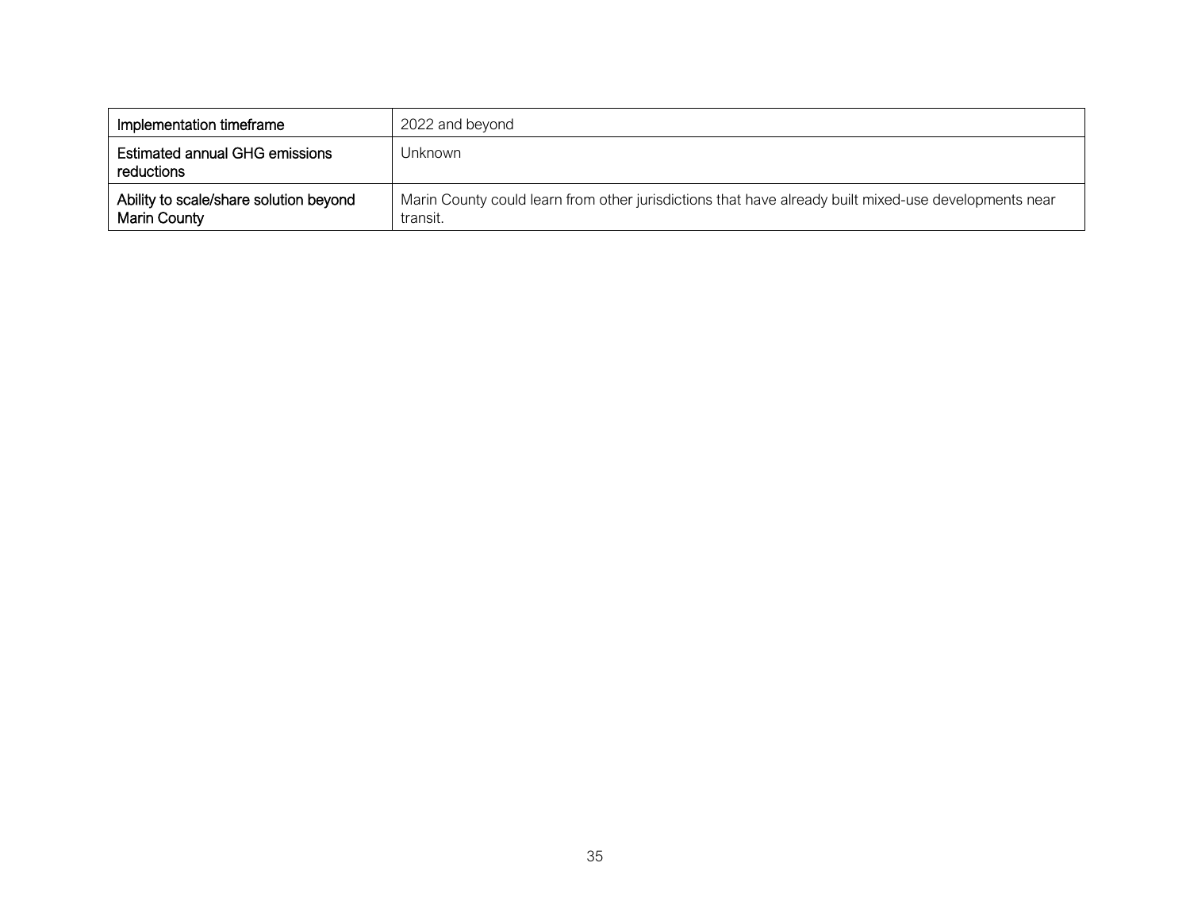| Implementation timeframe | 2022 and beyond |
|---|---|
| Estimated annual GHG emissions reductions | Unknown |
| Ability to scale/share solution beyond Marin County | Marin County could learn from other jurisdictions that have already built mixed-use developments near transit. |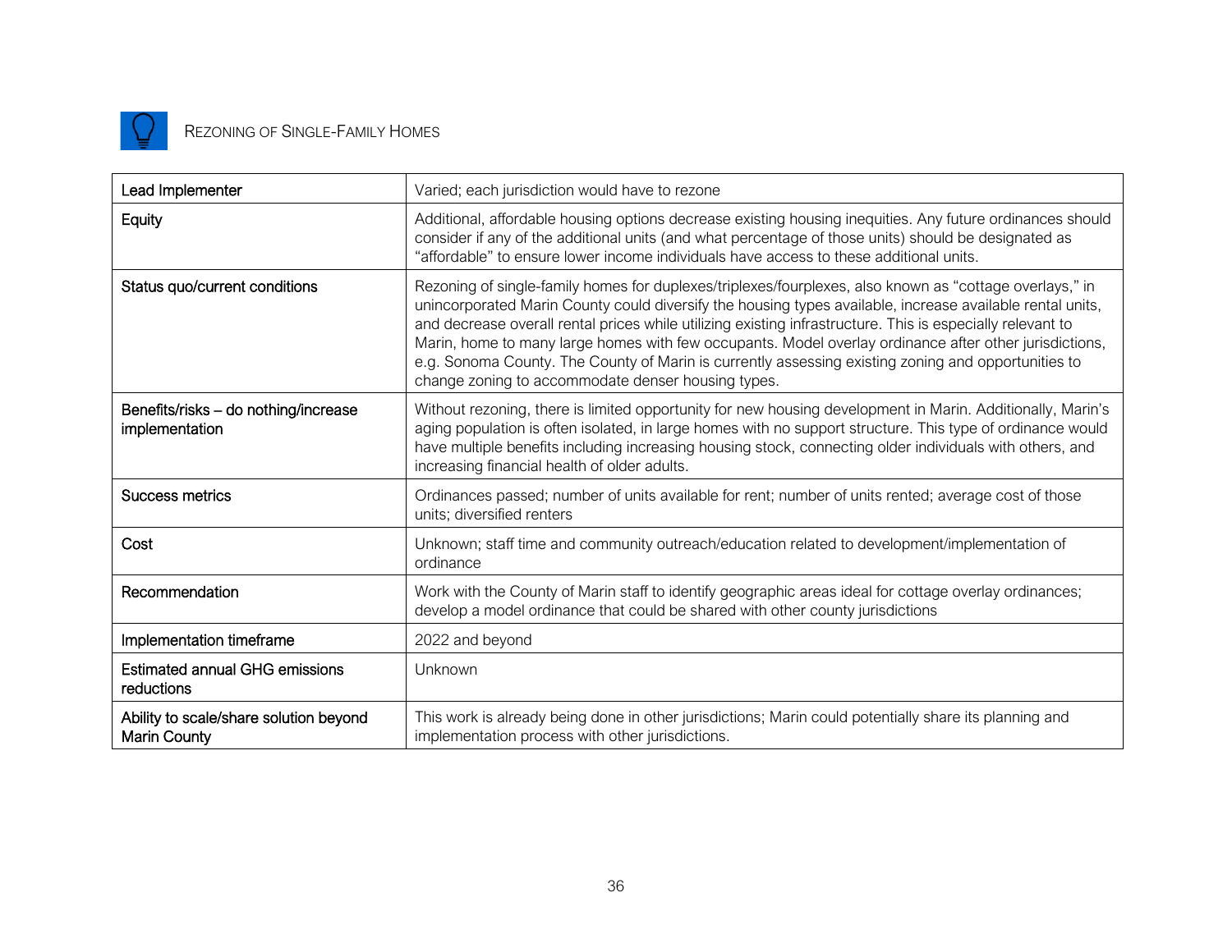## Rezoning of Single-Family Homes

| | |
|---|---|
| Lead Implementer | Varied; each jurisdiction would have to rezone |
| Equity | Additional, affordable housing options decrease existing housing inequities. Any future ordinances should consider if any of the additional units (and what percentage of those units) should be designated as "affordable" to ensure lower income individuals have access to these additional units. |
| Status quo/current conditions | Rezoning of single-family homes for duplexes/triplexes/fourplexes, also known as "cottage overlays," in unincorporated Marin County could diversify the housing types available, increase available rental units, and decrease overall rental prices while utilizing existing infrastructure. This is especially relevant to Marin, home to many large homes with few occupants. Model overlay ordinance after other jurisdictions, e.g. Sonoma County. The County of Marin is currently assessing existing zoning and opportunities to change zoning to accommodate denser housing types. |
| Benefits/risks – do nothing/increase implementation | Without rezoning, there is limited opportunity for new housing development in Marin. Additionally, Marin's aging population is often isolated, in large homes with no support structure. This type of ordinance would have multiple benefits including increasing housing stock, connecting older individuals with others, and increasing financial health of older adults. |
| Success metrics | Ordinances passed; number of units available for rent; number of units rented; average cost of those units; diversified renters |
| Cost | Unknown; staff time and community outreach/education related to development/implementation of ordinance |
| Recommendation | Work with the County of Marin staff to identify geographic areas ideal for cottage overlay ordinances; develop a model ordinance that could be shared with other county jurisdictions |
| Implementation timeframe | 2022 and beyond |
| Estimated annual GHG emissions reductions | Unknown |
| Ability to scale/share solution beyond Marin County | This work is already being done in other jurisdictions; Marin could potentially share its planning and implementation process with other jurisdictions. |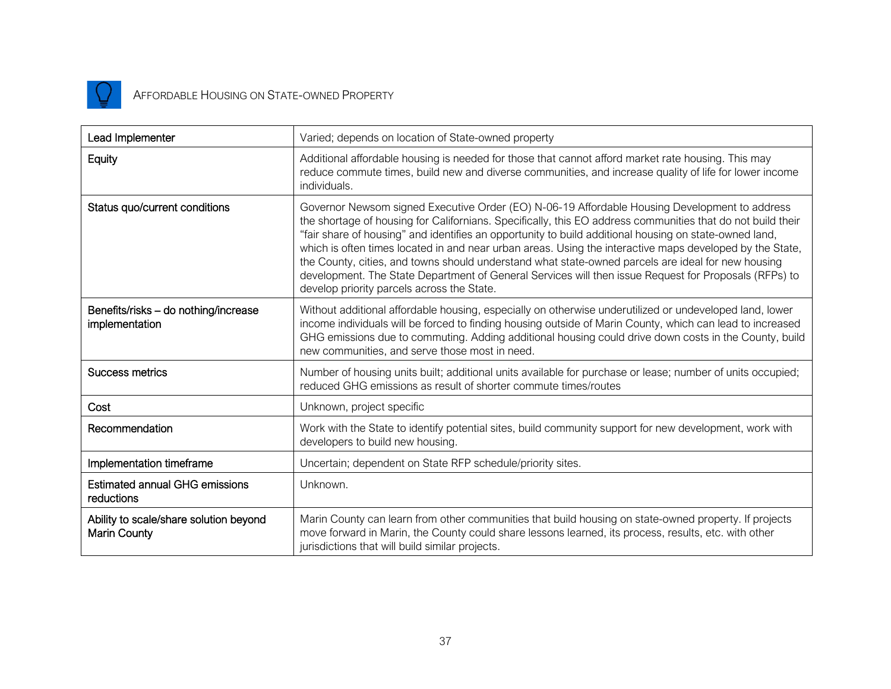## Affordable Housing on State-owned Property

| | |
|---|---|
| Lead Implementer | Varied; depends on location of State-owned property |
| Equity | Additional affordable housing is needed for those that cannot afford market rate housing. This may reduce commute times, build new and diverse communities, and increase quality of life for lower income individuals. |
| Status quo/current conditions | Governor Newsom signed Executive Order (EO) N-06-19 Affordable Housing Development to address the shortage of housing for Californians. Specifically, this EO address communities that do not build their "fair share of housing" and identifies an opportunity to build additional housing on state-owned land, which is often times located in and near urban areas. Using the interactive maps developed by the State, the County, cities, and towns should understand what state-owned parcels are ideal for new housing development. The State Department of General Services will then issue Request for Proposals (RFPs) to develop priority parcels across the State. |
| Benefits/risks – do nothing/increase implementation | Without additional affordable housing, especially on otherwise underutilized or undeveloped land, lower income individuals will be forced to finding housing outside of Marin County, which can lead to increased GHG emissions due to commuting. Adding additional housing could drive down costs in the County, build new communities, and serve those most in need. |
| Success metrics | Number of housing units built; additional units available for purchase or lease; number of units occupied; reduced GHG emissions as result of shorter commute times/routes |
| Cost | Unknown, project specific |
| Recommendation | Work with the State to identify potential sites, build community support for new development, work with developers to build new housing. |
| Implementation timeframe | Uncertain; dependent on State RFP schedule/priority sites. |
| Estimated annual GHG emissions reductions | Unknown. |
| Ability to scale/share solution beyond Marin County | Marin County can learn from other communities that build housing on state-owned property. If projects move forward in Marin, the County could share lessons learned, its process, results, etc. with other jurisdictions that will build similar projects. |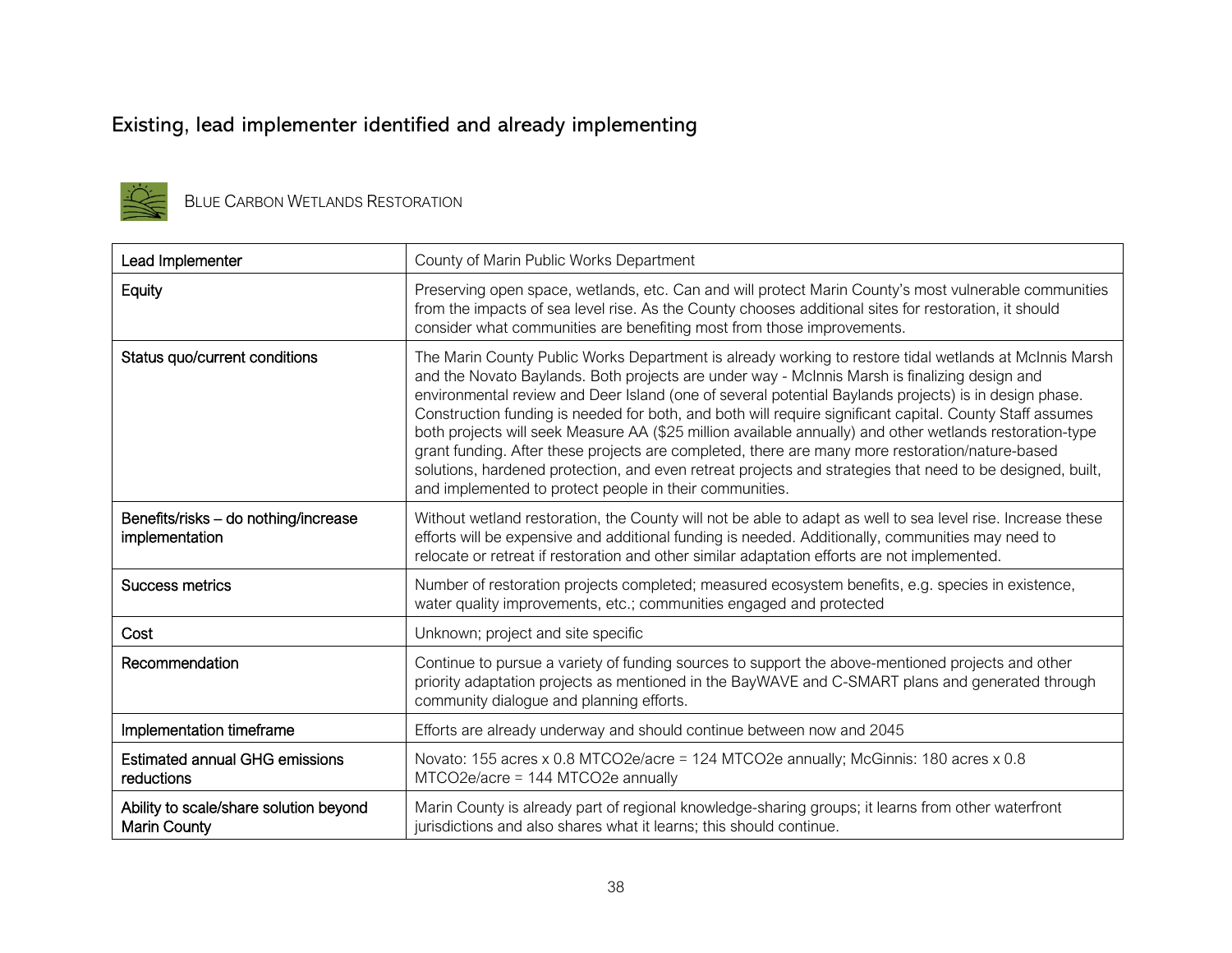## Existing, lead implementer identified and already implementing

### BLUE CARBON WETLANDS RESTORATION

| Lead Implementer | County of Marin Public Works Department |
|---|---|
| Equity | Preserving open space, wetlands, etc. Can and will protect Marin County's most vulnerable communities from the impacts of sea level rise. As the County chooses additional sites for restoration, it should consider what communities are benefiting most from those improvements. |
| Status quo/current conditions | The Marin County Public Works Department is already working to restore tidal wetlands at McInnis Marsh and the Novato Baylands. Both projects are under way - McInnis Marsh is finalizing design and environmental review and Deer Island (one of several potential Baylands projects) is in design phase. Construction funding is needed for both, and both will require significant capital. County Staff assumes both projects will seek Measure AA ($25 million available annually) and other wetlands restoration-type grant funding. After these projects are completed, there are many more restoration/nature-based solutions, hardened protection, and even retreat projects and strategies that need to be designed, built, and implemented to protect people in their communities. |
| Benefits/risks – do nothing/increase implementation | Without wetland restoration, the County will not be able to adapt as well to sea level rise. Increase these efforts will be expensive and additional funding is needed. Additionally, communities may need to relocate or retreat if restoration and other similar adaptation efforts are not implemented. |
| Success metrics | Number of restoration projects completed; measured ecosystem benefits, e.g. species in existence, water quality improvements, etc.; communities engaged and protected |
| Cost | Unknown; project and site specific |
| Recommendation | Continue to pursue a variety of funding sources to support the above-mentioned projects and other priority adaptation projects as mentioned in the BayWAVE and C-SMART plans and generated through community dialogue and planning efforts. |
| Implementation timeframe | Efforts are already underway and should continue between now and 2045 |
| Estimated annual GHG emissions reductions | Novato: 155 acres x 0.8 MTCO2e/acre = 124 MTCO2e annually; McGinnis: 180 acres x 0.8 MTCO2e/acre = 144 MTCO2e annually |
| Ability to scale/share solution beyond Marin County | Marin County is already part of regional knowledge-sharing groups; it learns from other waterfront jurisdictions and also shares what it learns; this should continue. |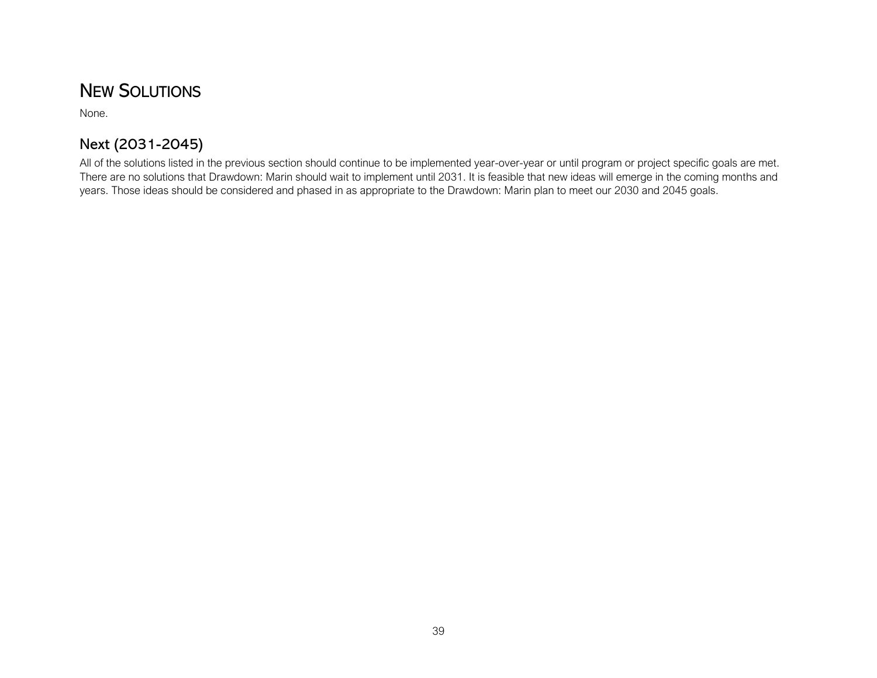## New Solutions

None.

## Next (2031-2045)

All of the solutions listed in the previous section should continue to be implemented year-over-year or until program or project specific goals are met. There are no solutions that Drawdown: Marin should wait to implement until 2031. It is feasible that new ideas will emerge in the coming months and years. Those ideas should be considered and phased in as appropriate to the Drawdown: Marin plan to meet our 2030 and 2045 goals.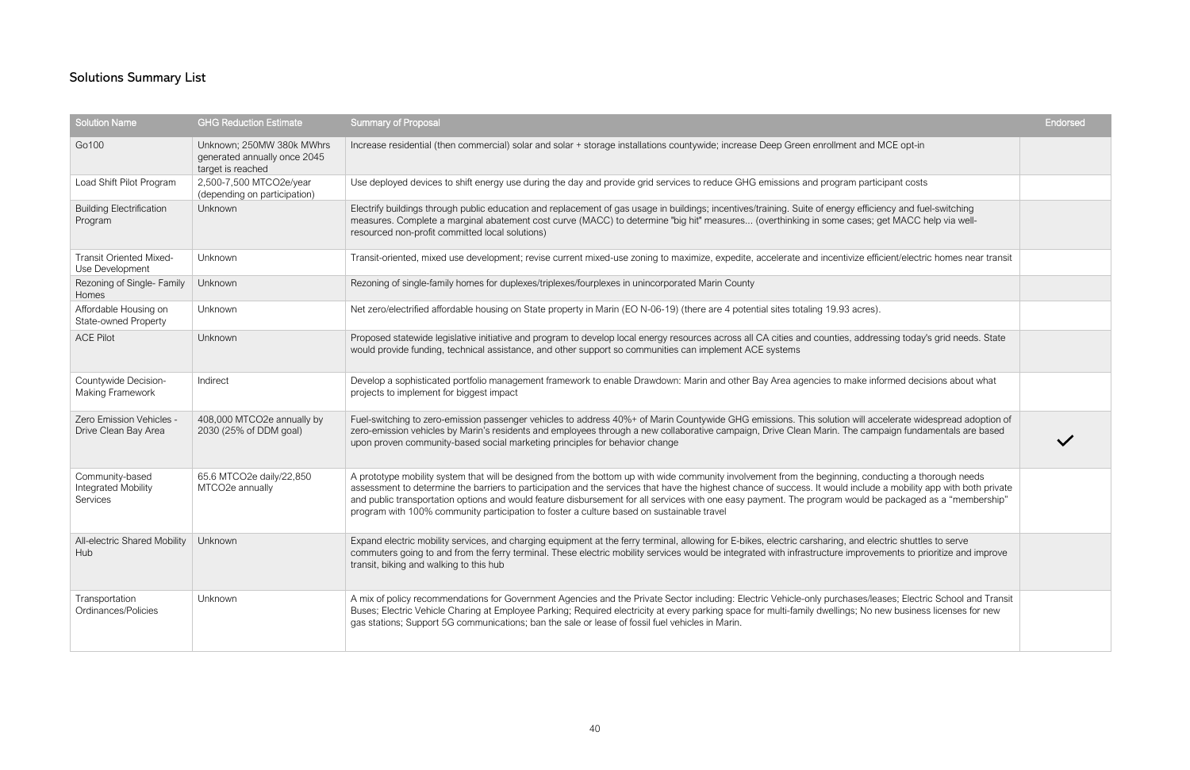## Solutions Summary List

| Solution Name | GHG Reduction Estimate | Summary of Proposal | Endorsed |
|---|---|---|---|
| Go100 | Unknown; 250MW 380k MWhrs generated annually once 2045 target is reached | Increase residential (then commercial) solar and solar + storage installations countywide; increase Deep Green enrollment and MCE opt-in | |
| Load Shift Pilot Program | 2,500-7,500 MTCO2e/year (depending on participation) | Use deployed devices to shift energy use during the day and provide grid services to reduce GHG emissions and program participant costs | |
| Building Electrification Program | Unknown | Electrify buildings through public education and replacement of gas usage in buildings; incentives/training. Suite of energy efficiency and fuel-switching measures. Complete a marginal abatement cost curve (MACC) to determine "big hit" measures... (overthinking in some cases; get MACC help via well-resourced non-profit committed local solutions) | |
| Transit Oriented Mixed-Use Development | Unknown | Transit-oriented, mixed use development; revise current mixed-use zoning to maximize, expedite, accelerate and incentivize efficient/electric homes near transit | |
| Rezoning of Single- Family Homes | Unknown | Rezoning of single-family homes for duplexes/triplexes/fourplexes in unincorporated Marin County | |
| Affordable Housing on State-owned Property | Unknown | Net zero/electrified affordable housing on State property in Marin (EO N-06-19) (there are 4 potential sites totaling 19.93 acres). | |
| ACE Pilot | Unknown | Proposed statewide legislative initiative and program to develop local energy resources across all CA cities and counties, addressing today's grid needs. State would provide funding, technical assistance, and other support so communities can implement ACE systems | |
| Countywide Decision-Making Framework | Indirect | Develop a sophisticated portfolio management framework to enable Drawdown: Marin and other Bay Area agencies to make informed decisions about what projects to implement for biggest impact | |
| Zero Emission Vehicles - Drive Clean Bay Area | 408,000 MTCO2e annually by 2030 (25% of DDM goal) | Fuel-switching to zero-emission passenger vehicles to address 40%+ of Marin Countywide GHG emissions. This solution will accelerate widespread adoption of zero-emission vehicles by Marin's residents and employees through a new collaborative campaign, Drive Clean Marin. The campaign fundamentals are based upon proven community-based social marketing principles for behavior change | ✓ |
| Community-based Integrated Mobility Services | 65.6 MTCO2e daily/22,850 MTCO2e annually | A prototype mobility system that will be designed from the bottom up with wide community involvement from the beginning, conducting a thorough needs assessment to determine the barriers to participation and the services that have the highest chance of success. It would include a mobility app with both private and public transportation options and would feature disbursement for all services with one easy payment. The program would be packaged as a "membership" program with 100% community participation to foster a culture based on sustainable travel | |
| All-electric Shared Mobility Hub | Unknown | Expand electric mobility services, and charging equipment at the ferry terminal, allowing for E-bikes, electric carsharing, and electric shuttles to serve commuters going to and from the ferry terminal. These electric mobility services would be integrated with infrastructure improvements to prioritize and improve transit, biking and walking to this hub | |
| Transportation Ordinances/Policies | Unknown | A mix of policy recommendations for Government Agencies and the Private Sector including: Electric Vehicle-only purchases/leases; Electric School and Transit Buses; Electric Vehicle Charing at Employee Parking; Required electricity at every parking space for multi-family dwellings; No new business licenses for new gas stations; Support 5G communications; ban the sale or lease of fossil fuel vehicles in Marin. | |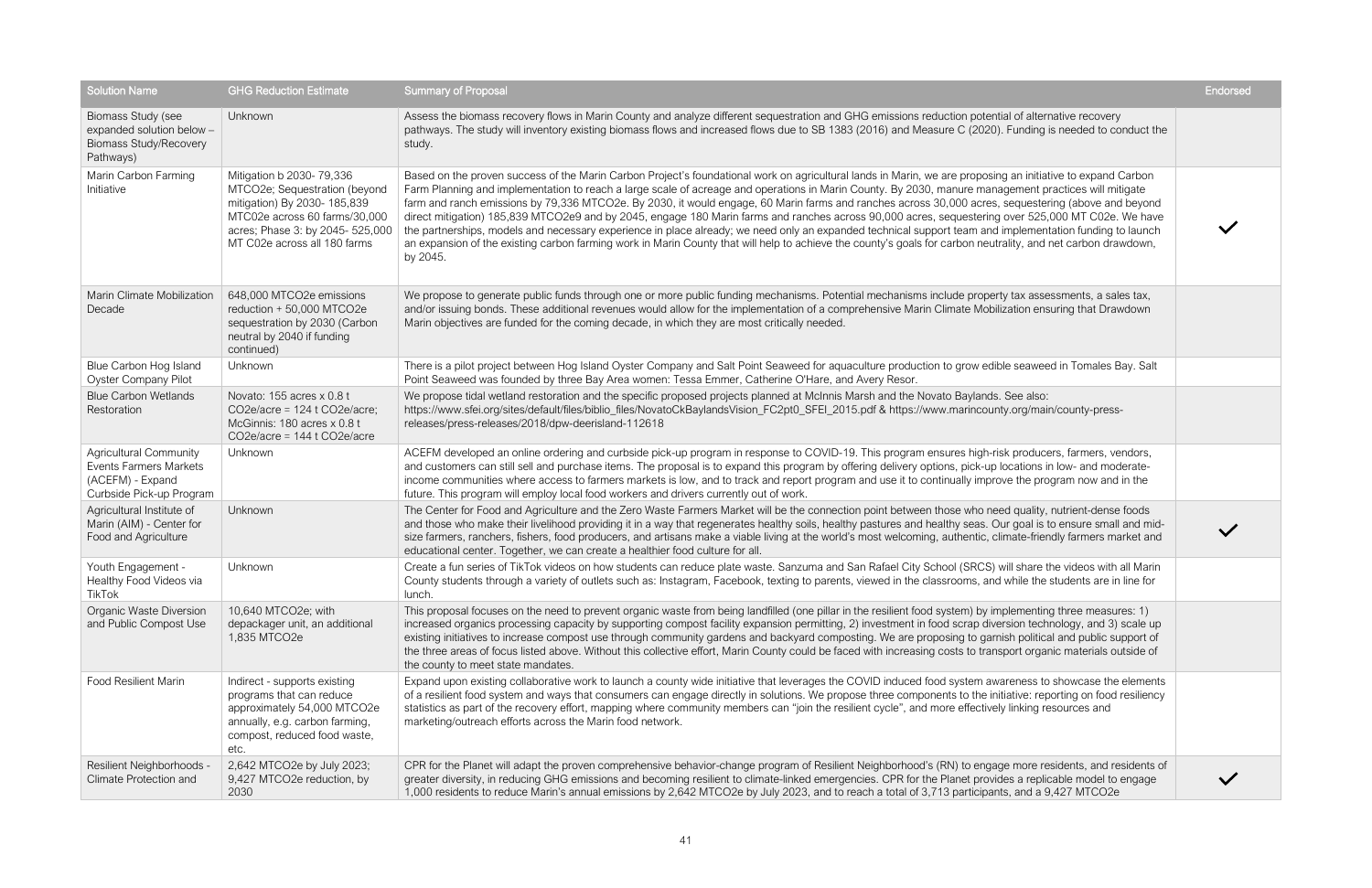| Solution Name | GHG Reduction Estimate | Summary of Proposal | Endorsed |
| --- | --- | --- | --- |
| Biomass Study (see expanded solution below – Biomass Study/Recovery Pathways) | Unknown | Assess the biomass recovery flows in Marin County and analyze different sequestration and GHG emissions reduction potential of alternative recovery pathways. The study will inventory existing biomass flows and increased flows due to SB 1383 (2016) and Measure C (2020). Funding is needed to conduct the study. | |
| Marin Carbon Farming Initiative | Mitigation b 2030- 79,336 MTCO2e; Sequestration (beyond mitigation) By 2030- 185,839 MTC02e across 60 farms/30,000 acres; Phase 3: by 2045- 525,000 MT C02e across all 180 farms | Based on the proven success of the Marin Carbon Project's foundational work on agricultural lands in Marin, we are proposing an initiative to expand Carbon Farm Planning and implementation to reach a large scale of acreage and operations in Marin County. By 2030, manure management practices will mitigate farm and ranch emissions by 79,336 MTCO2e. By 2030, it would engage, 60 Marin farms and ranches across 30,000 acres, sequestering (above and beyond direct mitigation) 185,839 MTCO2e9 and by 2045, engage 180 Marin farms and ranches across 90,000 acres, sequestering over 525,000 MT C02e. We have the partnerships, models and necessary experience in place already; we need only an expanded technical support team and implementation funding to launch an expansion of the existing carbon farming work in Marin County that will help to achieve the county's goals for carbon neutrality, and net carbon drawdown, by 2045. | ✓ |
| Marin Climate Mobilization Decade | 648,000 MTCO2e emissions reduction + 50,000 MTCO2e sequestration by 2030 (Carbon neutral by 2040 if funding continued) | We propose to generate public funds through one or more public funding mechanisms. Potential mechanisms include property tax assessments, a sales tax, and/or issuing bonds. These additional revenues would allow for the implementation of a comprehensive Marin Climate Mobilization ensuring that Drawdown Marin objectives are funded for the coming decade, in which they are most critically needed. | |
| Blue Carbon Hog Island Oyster Company Pilot | Unknown | There is a pilot project between Hog Island Oyster Company and Salt Point Seaweed for aquaculture production to grow edible seaweed in Tomales Bay. Salt Point Seaweed was founded by three Bay Area women: Tessa Emmer, Catherine O'Hare, and Avery Resor. | |
| Blue Carbon Wetlands Restoration | Novato: 155 acres x 0.8 t CO2e/acre = 124 t CO2e/acre; McGinnis: 180 acres x 0.8 t CO2e/acre = 144 t CO2e/acre | We propose tidal wetland restoration and the specific proposed projects planned at McInnis Marsh and the Novato Baylands. See also: https://www.sfei.org/sites/default/files/biblio_files/NovatoCkBaylandsVision_FC2pt0_SFEI_2015.pdf & https://www.marincounty.org/main/county-press-releases/press-releases/2018/dpw-deerisland-112618 | |
| Agricultural Community Events Farmers Markets (ACEFM) - Expand Curbside Pick-up Program | Unknown | ACEFM developed an online ordering and curbside pick-up program in response to COVID-19. This program ensures high-risk producers, farmers, vendors, and customers can still sell and purchase items. The proposal is to expand this program by offering delivery options, pick-up locations in low- and moderate-income communities where access to farmers markets is low, and to track and report program and use it to continually improve the program now and in the future. This program will employ local food workers and drivers currently out of work. | |
| Agricultural Institute of Marin (AIM) - Center for Food and Agriculture | Unknown | The Center for Food and Agriculture and the Zero Waste Farmers Market will be the connection point between those who need quality, nutrient-dense foods and those who make their livelihood providing it in a way that regenerates healthy soils, healthy pastures and healthy seas. Our goal is to ensure small and mid-size farmers, ranchers, fishers, food producers, and artisans make a viable living at the world's most welcoming, authentic, climate-friendly farmers market and educational center. Together, we can create a healthier food culture for all. | ✓ |
| Youth Engagement - Healthy Food Videos via TikTok | Unknown | Create a fun series of TikTok videos on how students can reduce plate waste. Sanzuma and San Rafael City School (SRCS) will share the videos with all Marin County students through a variety of outlets such as: Instagram, Facebook, texting to parents, viewed in the classrooms, and while the students are in line for lunch. | |
| Organic Waste Diversion and Public Compost Use | 10,640 MTCO2e; with depackager unit, an additional 1,835 MTCO2e | This proposal focuses on the need to prevent organic waste from being landfilled (one pillar in the resilient food system) by implementing three measures: 1) increased organics processing capacity by supporting compost facility expansion permitting, 2) investment in food scrap diversion technology, and 3) scale up existing initiatives to increase compost use through community gardens and backyard composting. We are proposing to garnish political and public support of the three areas of focus listed above. Without this collective effort, Marin County could be faced with increasing costs to transport organic materials outside of the county to meet state mandates. | |
| Food Resilient Marin | Indirect - supports existing programs that can reduce approximately 54,000 MTCO2e annually, e.g. carbon farming, compost, reduced food waste, etc. | Expand upon existing collaborative work to launch a county wide initiative that leverages the COVID induced food system awareness to showcase the elements of a resilient food system and ways that consumers can engage directly in solutions. We propose three components to the initiative: reporting on food resiliency statistics as part of the recovery effort, mapping where community members can "join the resilient cycle", and more effectively linking resources and marketing/outreach efforts across the Marin food network. | |
| Resilient Neighborhoods - Climate Protection and | 2,642 MTCO2e by July 2023; 9,427 MTCO2e reduction, by 2030 | CPR for the Planet will adapt the proven comprehensive behavior-change program of Resilient Neighborhood's (RN) to engage more residents, and residents of greater diversity, in reducing GHG emissions and becoming resilient to climate-linked emergencies. CPR for the Planet provides a replicable model to engage 1,000 residents to reduce Marin's annual emissions by 2,642 MTCO2e by July 2023, and to reach a total of 3,713 participants, and a 9,427 MTCO2e | ✓ |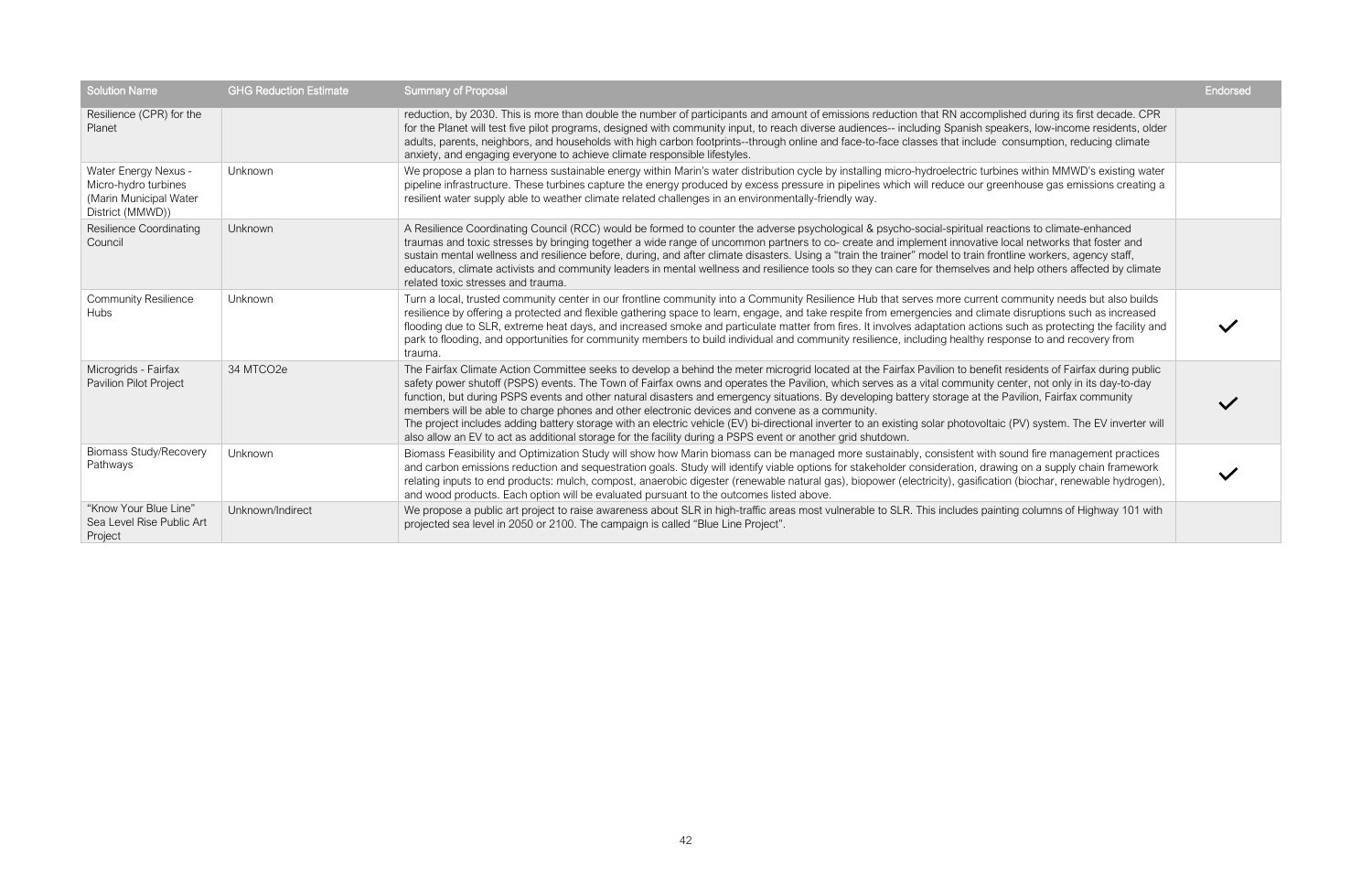| Solution Name | GHG Reduction Estimate | Summary of Proposal | Endorsed |
|---|---|---|---|
| Resilience (CPR) for the Planet | | reduction, by 2030. This is more than double the number of participants and amount of emissions reduction that RN accomplished during its first decade. CPR for the Planet will test five pilot programs, designed with community input, to reach diverse audiences-- including Spanish speakers, low-income residents, older adults, parents, neighbors, and households with high carbon footprints--through online and face-to-face classes that include consumption, reducing climate anxiety, and engaging everyone to achieve climate responsible lifestyles. | |
| Water Energy Nexus - Micro-hydro turbines (Marin Municipal Water District (MMWD)) | Unknown | We propose a plan to harness sustainable energy within Marin's water distribution cycle by installing micro-hydroelectric turbines within MMWD's existing water pipeline infrastructure. These turbines capture the energy produced by excess pressure in pipelines which will reduce our greenhouse gas emissions creating a resilient water supply able to weather climate related challenges in an environmentally-friendly way. | |
| Resilience Coordinating Council | Unknown | A Resilience Coordinating Council (RCC) would be formed to counter the adverse psychological & psycho-social-spiritual reactions to climate-enhanced traumas and toxic stresses by bringing together a wide range of uncommon partners to co- create and implement innovative local networks that foster and sustain mental wellness and resilience before, during, and after climate disasters. Using a "train the trainer" model to train frontline workers, agency staff, educators, climate activists and community leaders in mental wellness and resilience tools so they can care for themselves and help others affected by climate related toxic stresses and trauma. | |
| Community Resilience Hubs | Unknown | Turn a local, trusted community center in our frontline community into a Community Resilience Hub that serves more current community needs but also builds resilience by offering a protected and flexible gathering space to learn, engage, and take respite from emergencies and climate disruptions such as increased flooding due to SLR, extreme heat days, and increased smoke and particulate matter from fires. It involves adaptation actions such as protecting the facility and park to flooding, and opportunities for community members to build individual and community resilience, including healthy response to and recovery from trauma. | ✓ |
| Microgrids - Fairfax Pavilion Pilot Project | 34 MTCO2e | The Fairfax Climate Action Committee seeks to develop a behind the meter microgrid located at the Fairfax Pavilion to benefit residents of Fairfax during public safety power shutoff (PSPS) events. The Town of Fairfax owns and operates the Pavilion, which serves as a vital community center, not only in its day-to-day function, but during PSPS events and other natural disasters and emergency situations. By developing battery storage at the Pavilion, Fairfax community members will be able to charge phones and other electronic devices and convene as a community.<br>The project includes adding battery storage with an electric vehicle (EV) bi-directional inverter to an existing solar photovoltaic (PV) system. The EV inverter will also allow an EV to act as additional storage for the facility during a PSPS event or another grid shutdown. | ✓ |
| Biomass Study/Recovery Pathways | Unknown | Biomass Feasibility and Optimization Study will show how Marin biomass can be managed more sustainably, consistent with sound fire management practices and carbon emissions reduction and sequestration goals. Study will identify viable options for stakeholder consideration, drawing on a supply chain framework relating inputs to end products: mulch, compost, anaerobic digester (renewable natural gas), biopower (electricity), gasification (biochar, renewable hydrogen), and wood products. Each option will be evaluated pursuant to the outcomes listed above. | ✓ |
| "Know Your Blue Line" Sea Level Rise Public Art Project | Unknown/Indirect | We propose a public art project to raise awareness about SLR in high-traffic areas most vulnerable to SLR. This includes painting columns of Highway 101 with projected sea level in 2050 or 2100. The campaign is called "Blue Line Project". | |